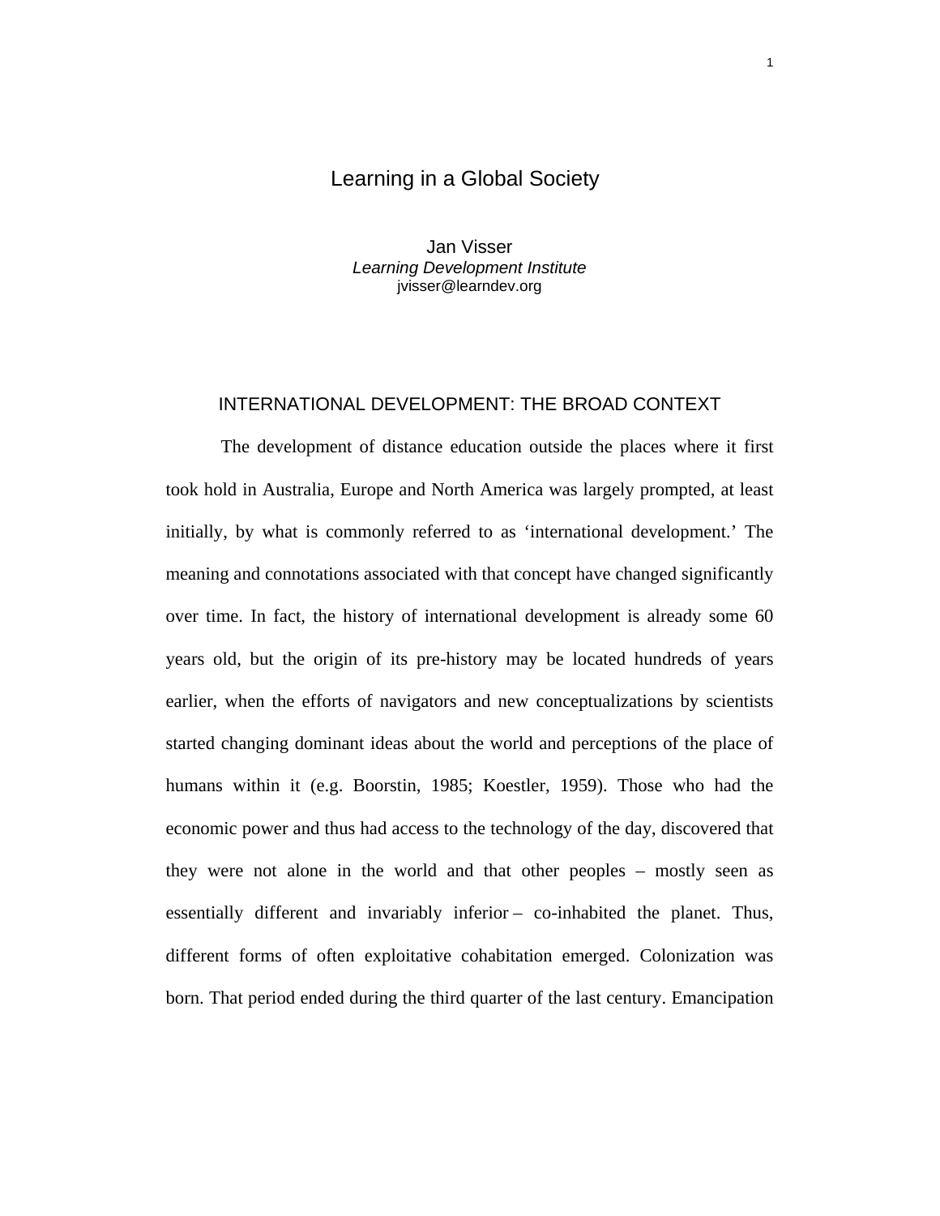# Learning in a Global Society

Jan Visser
*Learning Development Institute*
jvisser@learndev.org

## INTERNATIONAL DEVELOPMENT: THE BROAD CONTEXT

The development of distance education outside the places where it first took hold in Australia, Europe and North America was largely prompted, at least initially, by what is commonly referred to as 'international development.' The meaning and connotations associated with that concept have changed significantly over time. In fact, the history of international development is already some 60 years old, but the origin of its pre-history may be located hundreds of years earlier, when the efforts of navigators and new conceptualizations by scientists started changing dominant ideas about the world and perceptions of the place of humans within it (e.g. Boorstin, 1985; Koestler, 1959). Those who had the economic power and thus had access to the technology of the day, discovered that they were not alone in the world and that other peoples – mostly seen as essentially different and invariably inferior – co-inhabited the planet. Thus, different forms of often exploitative cohabitation emerged. Colonization was born. That period ended during the third quarter of the last century. Emancipation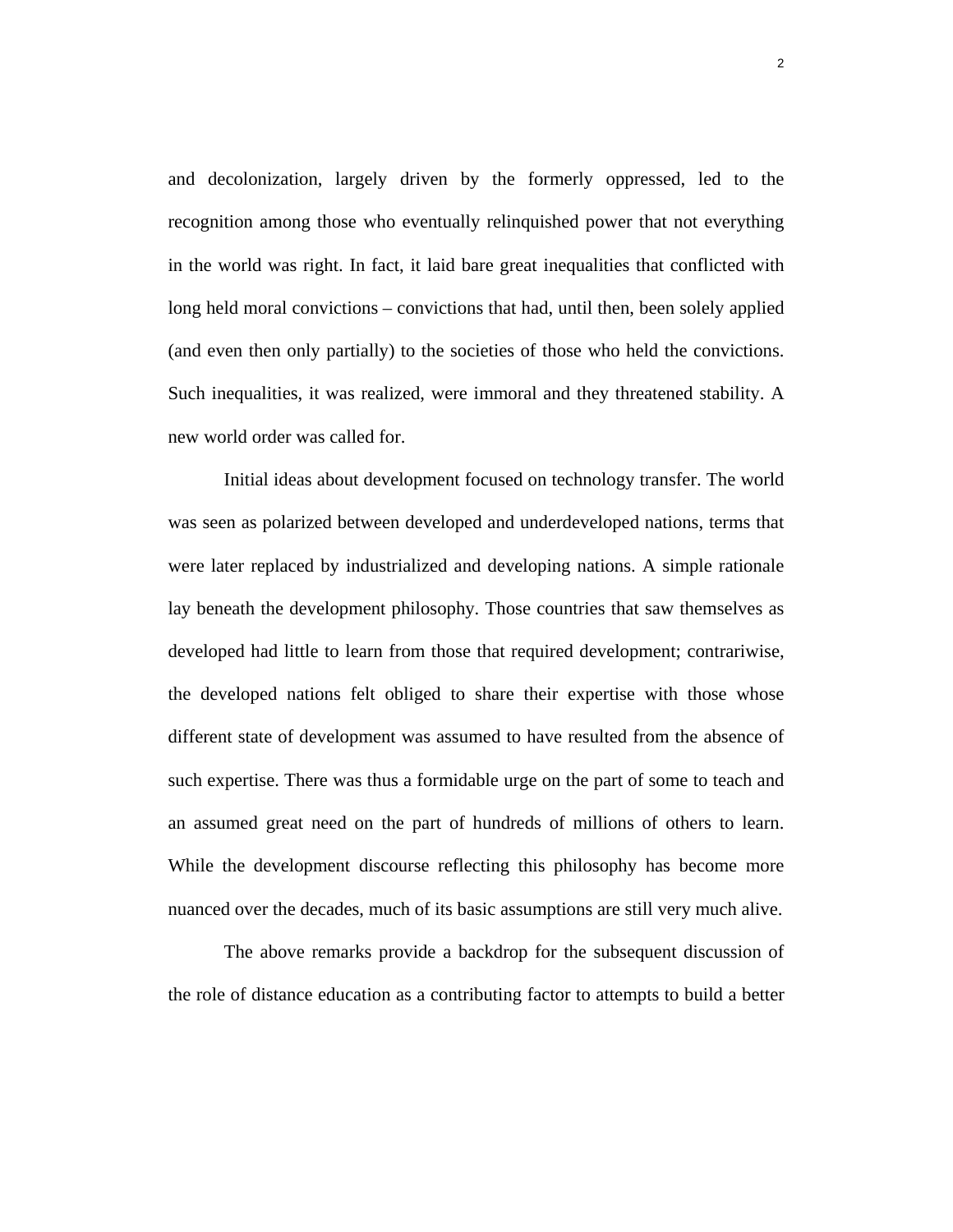and decolonization, largely driven by the formerly oppressed, led to the recognition among those who eventually relinquished power that not everything in the world was right. In fact, it laid bare great inequalities that conflicted with long held moral convictions – convictions that had, until then, been solely applied (and even then only partially) to the societies of those who held the convictions. Such inequalities, it was realized, were immoral and they threatened stability. A new world order was called for.

Initial ideas about development focused on technology transfer. The world was seen as polarized between developed and underdeveloped nations, terms that were later replaced by industrialized and developing nations. A simple rationale lay beneath the development philosophy. Those countries that saw themselves as developed had little to learn from those that required development; contrariwise, the developed nations felt obliged to share their expertise with those whose different state of development was assumed to have resulted from the absence of such expertise. There was thus a formidable urge on the part of some to teach and an assumed great need on the part of hundreds of millions of others to learn. While the development discourse reflecting this philosophy has become more nuanced over the decades, much of its basic assumptions are still very much alive.

The above remarks provide a backdrop for the subsequent discussion of the role of distance education as a contributing factor to attempts to build a better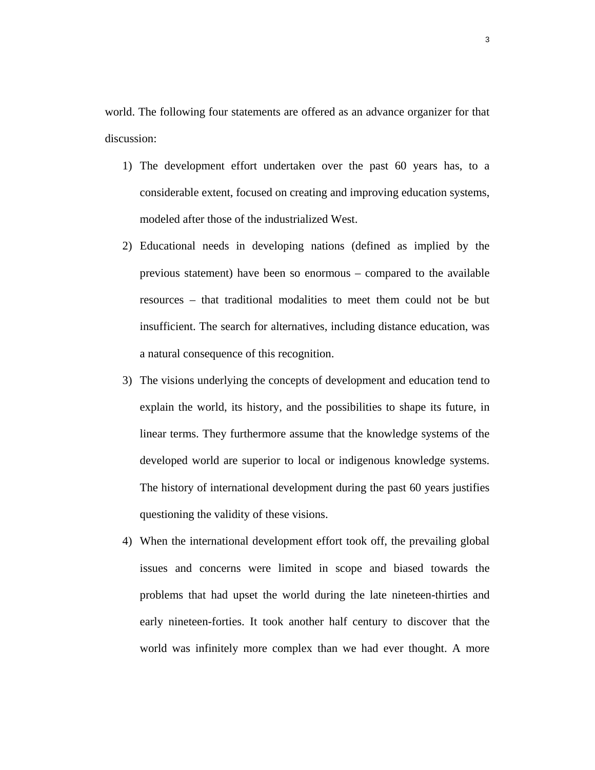world. The following four statements are offered as an advance organizer for that discussion:

1) The development effort undertaken over the past 60 years has, to a considerable extent, focused on creating and improving education systems, modeled after those of the industrialized West.
2) Educational needs in developing nations (defined as implied by the previous statement) have been so enormous – compared to the available resources – that traditional modalities to meet them could not be but insufficient. The search for alternatives, including distance education, was a natural consequence of this recognition.
3) The visions underlying the concepts of development and education tend to explain the world, its history, and the possibilities to shape its future, in linear terms. They furthermore assume that the knowledge systems of the developed world are superior to local or indigenous knowledge systems. The history of international development during the past 60 years justifies questioning the validity of these visions.
4) When the international development effort took off, the prevailing global issues and concerns were limited in scope and biased towards the problems that had upset the world during the late nineteen-thirties and early nineteen-forties. It took another half century to discover that the world was infinitely more complex than we had ever thought. A more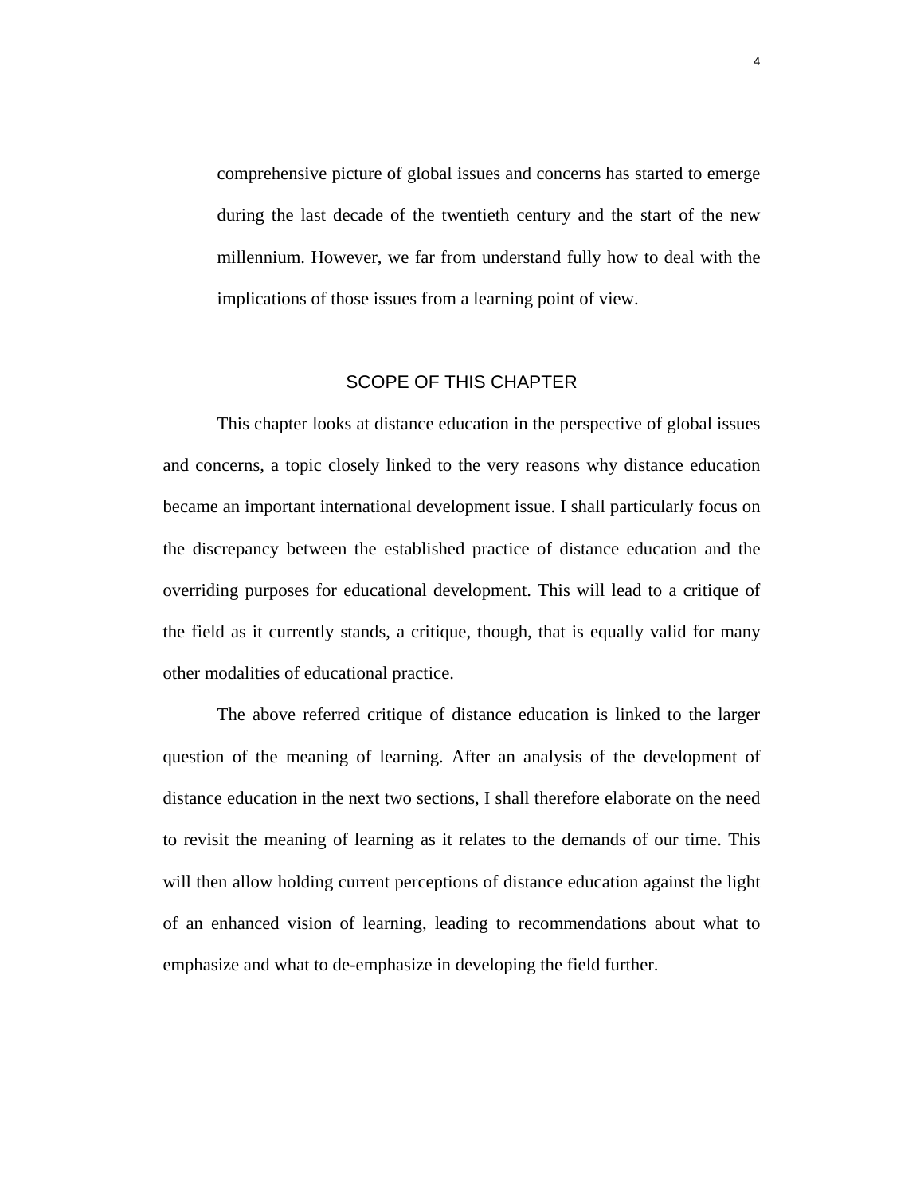comprehensive picture of global issues and concerns has started to emerge during the last decade of the twentieth century and the start of the new millennium. However, we far from understand fully how to deal with the implications of those issues from a learning point of view.

## SCOPE OF THIS CHAPTER

This chapter looks at distance education in the perspective of global issues and concerns, a topic closely linked to the very reasons why distance education became an important international development issue. I shall particularly focus on the discrepancy between the established practice of distance education and the overriding purposes for educational development. This will lead to a critique of the field as it currently stands, a critique, though, that is equally valid for many other modalities of educational practice.

The above referred critique of distance education is linked to the larger question of the meaning of learning. After an analysis of the development of distance education in the next two sections, I shall therefore elaborate on the need to revisit the meaning of learning as it relates to the demands of our time. This will then allow holding current perceptions of distance education against the light of an enhanced vision of learning, leading to recommendations about what to emphasize and what to de-emphasize in developing the field further.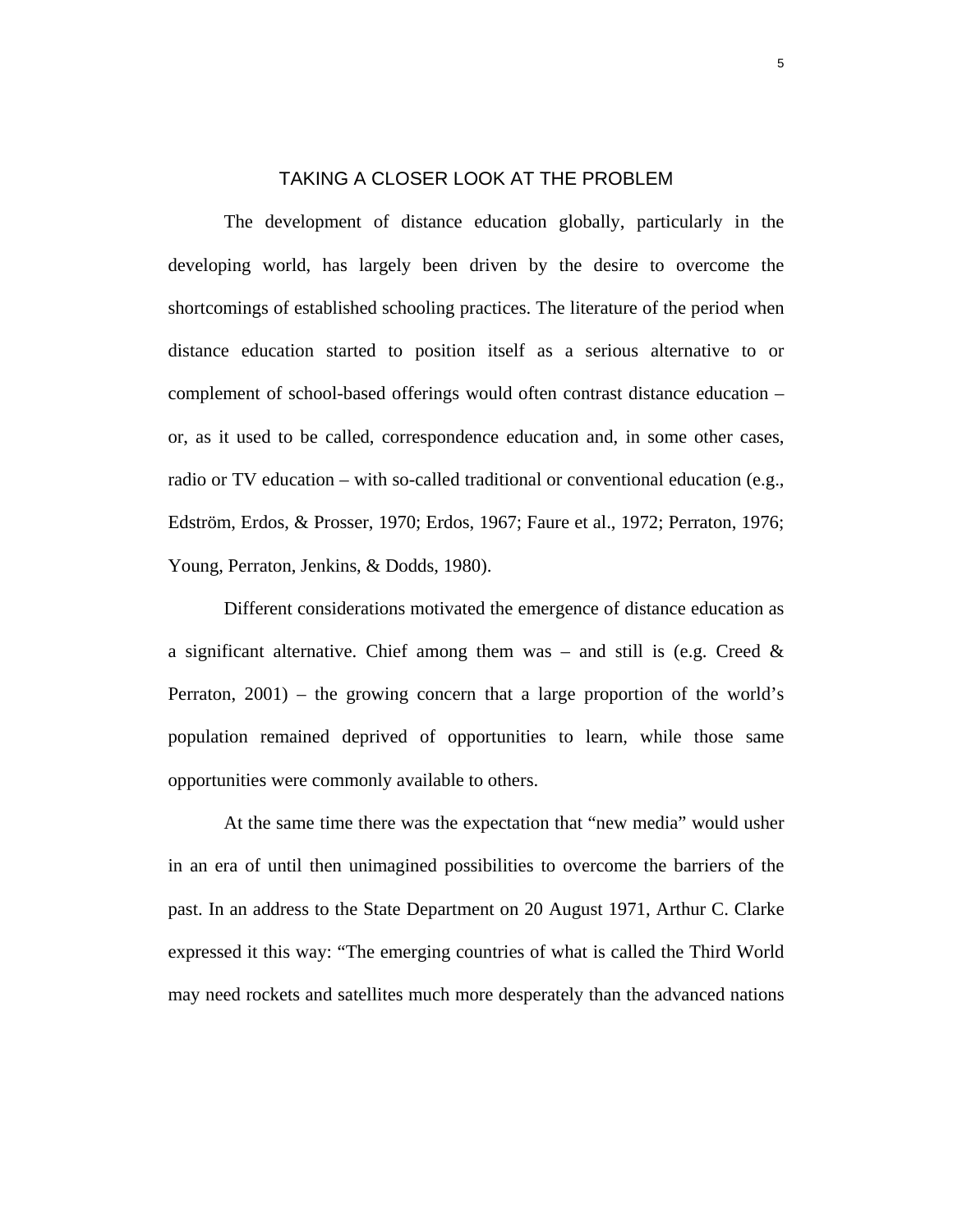## TAKING A CLOSER LOOK AT THE PROBLEM

The development of distance education globally, particularly in the developing world, has largely been driven by the desire to overcome the shortcomings of established schooling practices. The literature of the period when distance education started to position itself as a serious alternative to or complement of school-based offerings would often contrast distance education – or, as it used to be called, correspondence education and, in some other cases, radio or TV education – with so-called traditional or conventional education (e.g., Edström, Erdos, & Prosser, 1970; Erdos, 1967; Faure et al., 1972; Perraton, 1976; Young, Perraton, Jenkins, & Dodds, 1980).

Different considerations motivated the emergence of distance education as a significant alternative. Chief among them was – and still is (e.g. Creed & Perraton, 2001) – the growing concern that a large proportion of the world's population remained deprived of opportunities to learn, while those same opportunities were commonly available to others.

At the same time there was the expectation that "new media" would usher in an era of until then unimagined possibilities to overcome the barriers of the past. In an address to the State Department on 20 August 1971, Arthur C. Clarke expressed it this way: "The emerging countries of what is called the Third World may need rockets and satellites much more desperately than the advanced nations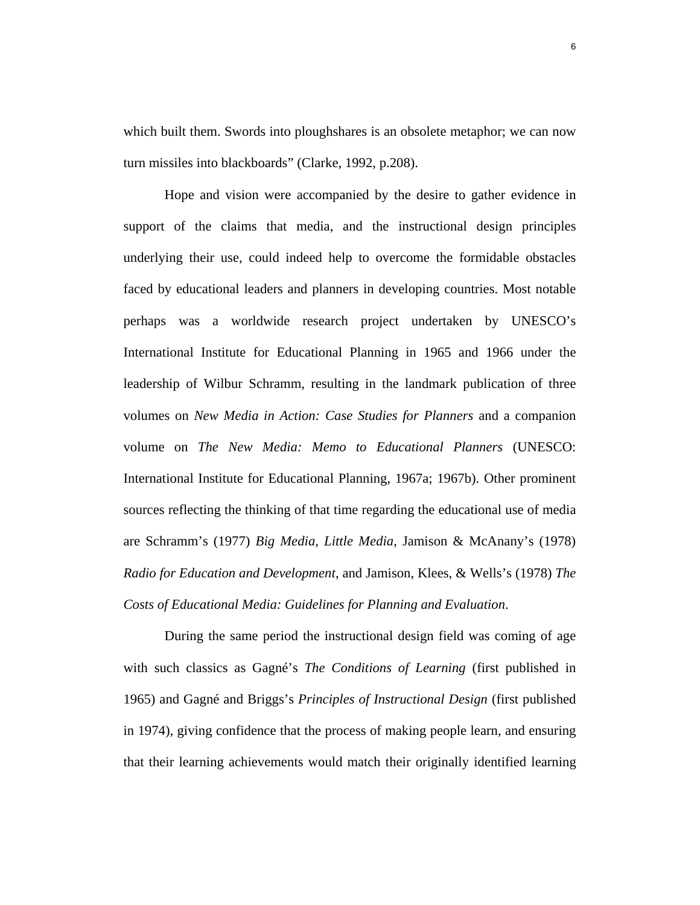which built them. Swords into ploughshares is an obsolete metaphor; we can now turn missiles into blackboards" (Clarke, 1992, p.208).

Hope and vision were accompanied by the desire to gather evidence in support of the claims that media, and the instructional design principles underlying their use, could indeed help to overcome the formidable obstacles faced by educational leaders and planners in developing countries. Most notable perhaps was a worldwide research project undertaken by UNESCO's International Institute for Educational Planning in 1965 and 1966 under the leadership of Wilbur Schramm, resulting in the landmark publication of three volumes on *New Media in Action: Case Studies for Planners* and a companion volume on *The New Media: Memo to Educational Planners* (UNESCO: International Institute for Educational Planning, 1967a; 1967b). Other prominent sources reflecting the thinking of that time regarding the educational use of media are Schramm's (1977) *Big Media, Little Media*, Jamison & McAnany's (1978) *Radio for Education and Development*, and Jamison, Klees, & Wells's (1978) *The Costs of Educational Media: Guidelines for Planning and Evaluation*.

During the same period the instructional design field was coming of age with such classics as Gagné's *The Conditions of Learning* (first published in 1965) and Gagné and Briggs's *Principles of Instructional Design* (first published in 1974), giving confidence that the process of making people learn, and ensuring that their learning achievements would match their originally identified learning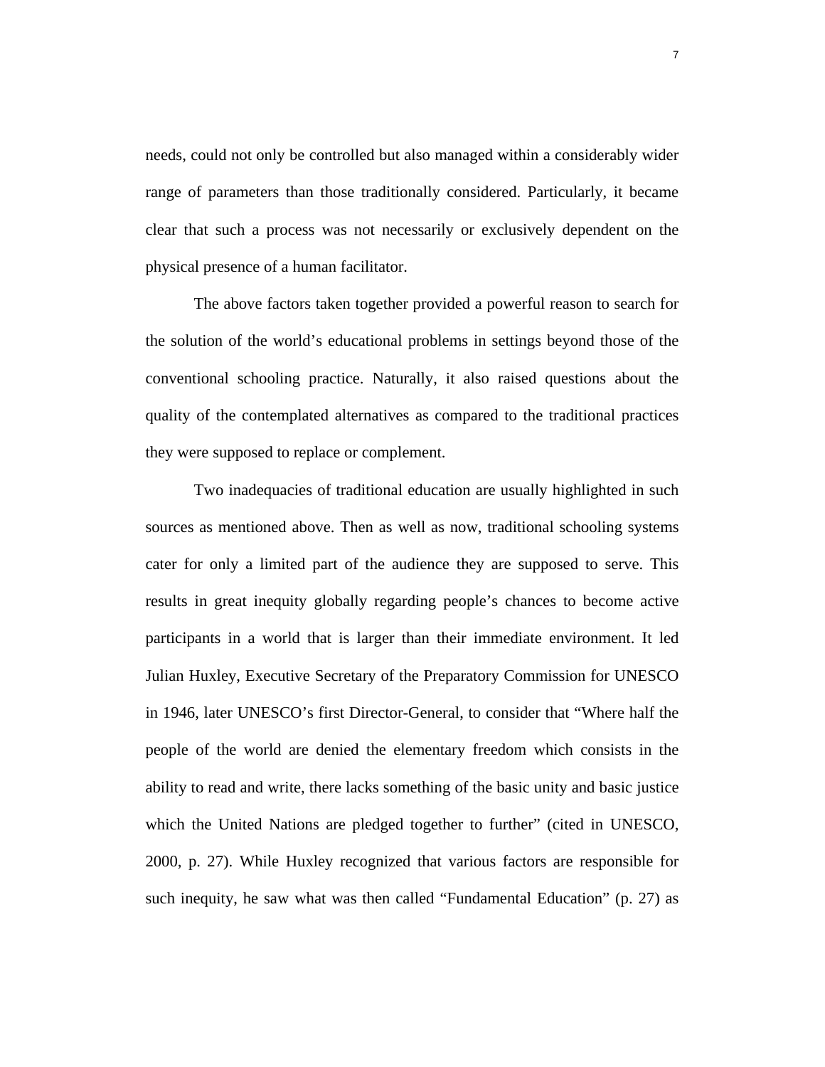needs, could not only be controlled but also managed within a considerably wider range of parameters than those traditionally considered. Particularly, it became clear that such a process was not necessarily or exclusively dependent on the physical presence of a human facilitator.

The above factors taken together provided a powerful reason to search for the solution of the world's educational problems in settings beyond those of the conventional schooling practice. Naturally, it also raised questions about the quality of the contemplated alternatives as compared to the traditional practices they were supposed to replace or complement.

Two inadequacies of traditional education are usually highlighted in such sources as mentioned above. Then as well as now, traditional schooling systems cater for only a limited part of the audience they are supposed to serve. This results in great inequity globally regarding people's chances to become active participants in a world that is larger than their immediate environment. It led Julian Huxley, Executive Secretary of the Preparatory Commission for UNESCO in 1946, later UNESCO's first Director-General, to consider that "Where half the people of the world are denied the elementary freedom which consists in the ability to read and write, there lacks something of the basic unity and basic justice which the United Nations are pledged together to further" (cited in UNESCO, 2000, p. 27). While Huxley recognized that various factors are responsible for such inequity, he saw what was then called "Fundamental Education" (p. 27) as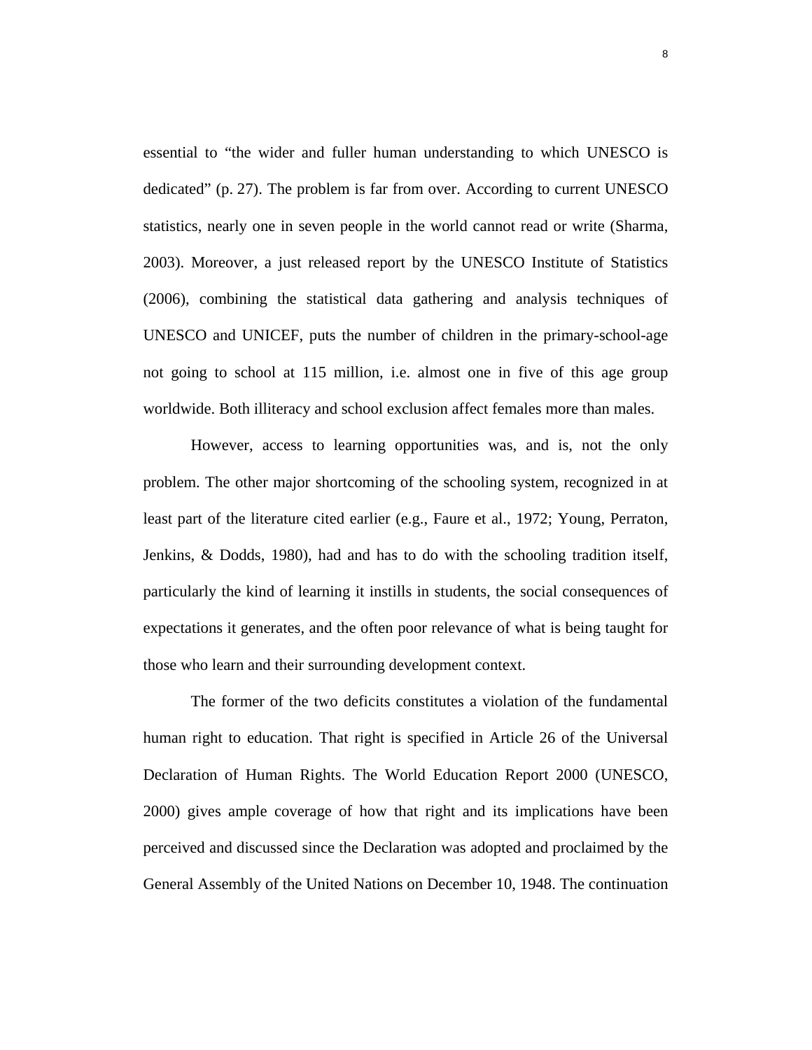essential to “the wider and fuller human understanding to which UNESCO is dedicated” (p. 27). The problem is far from over. According to current UNESCO statistics, nearly one in seven people in the world cannot read or write (Sharma, 2003). Moreover, a just released report by the UNESCO Institute of Statistics (2006), combining the statistical data gathering and analysis techniques of UNESCO and UNICEF, puts the number of children in the primary-school-age not going to school at 115 million, i.e. almost one in five of this age group worldwide. Both illiteracy and school exclusion affect females more than males.

However, access to learning opportunities was, and is, not the only problem. The other major shortcoming of the schooling system, recognized in at least part of the literature cited earlier (e.g., Faure et al., 1972; Young, Perraton, Jenkins, & Dodds, 1980), had and has to do with the schooling tradition itself, particularly the kind of learning it instills in students, the social consequences of expectations it generates, and the often poor relevance of what is being taught for those who learn and their surrounding development context.

The former of the two deficits constitutes a violation of the fundamental human right to education. That right is specified in Article 26 of the Universal Declaration of Human Rights. The World Education Report 2000 (UNESCO, 2000) gives ample coverage of how that right and its implications have been perceived and discussed since the Declaration was adopted and proclaimed by the General Assembly of the United Nations on December 10, 1948. The continuation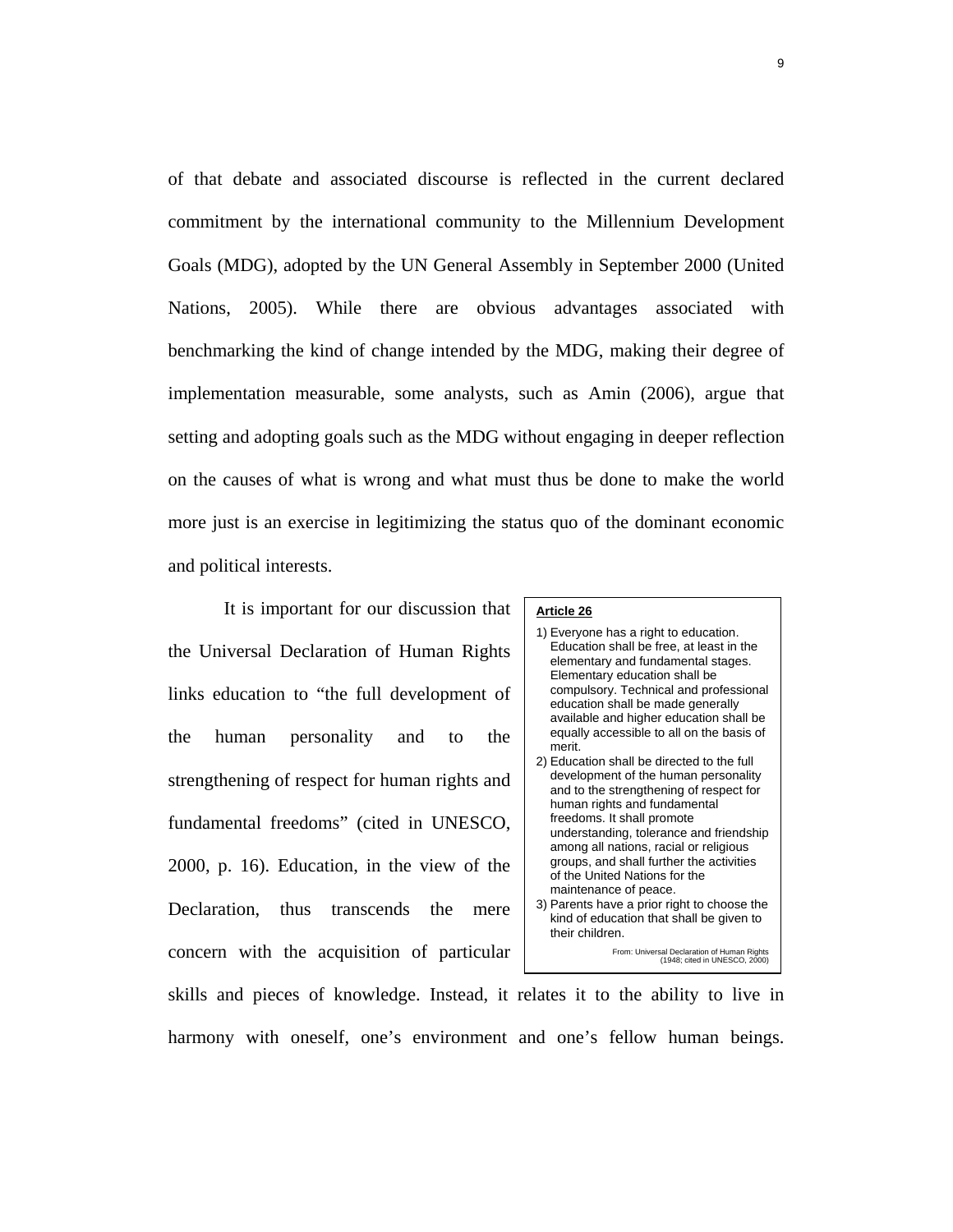of that debate and associated discourse is reflected in the current declared commitment by the international community to the Millennium Development Goals (MDG), adopted by the UN General Assembly in September 2000 (United Nations, 2005). While there are obvious advantages associated with benchmarking the kind of change intended by the MDG, making their degree of implementation measurable, some analysts, such as Amin (2006), argue that setting and adopting goals such as the MDG without engaging in deeper reflection on the causes of what is wrong and what must thus be done to make the world more just is an exercise in legitimizing the status quo of the dominant economic and political interests.

It is important for our discussion that the Universal Declaration of Human Rights links education to "the full development of the human personality and to the strengthening of respect for human rights and fundamental freedoms" (cited in UNESCO, 2000, p. 16). Education, in the view of the Declaration, thus transcends the mere concern with the acquisition of particular skills and pieces of knowledge. Instead, it relates it to the ability to live in harmony with oneself, one's environment and one's fellow human beings.

> **Article 26**
>
> 1) Everyone has a right to education. Education shall be free, at least in the elementary and fundamental stages. Elementary education shall be compulsory. Technical and professional education shall be made generally available and higher education shall be equally accessible to all on the basis of merit.
> 2) Education shall be directed to the full development of the human personality and to the strengthening of respect for human rights and fundamental freedoms. It shall promote understanding, tolerance and friendship among all nations, racial or religious groups, and shall further the activities of the United Nations for the maintenance of peace.
> 3) Parents have a prior right to choose the kind of education that shall be given to their children.
>
> From: Universal Declaration of Human Rights (1948; cited in UNESCO, 2000)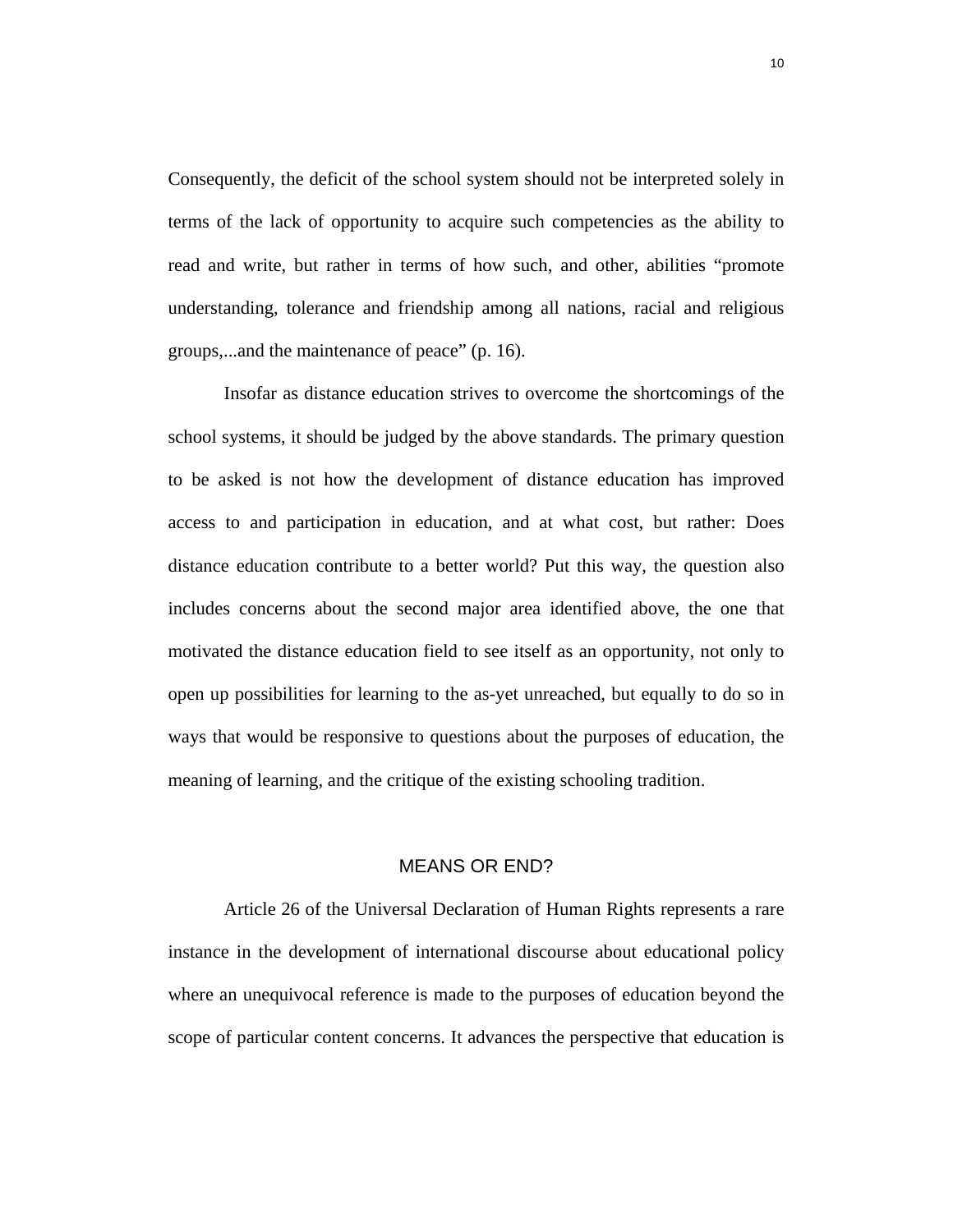Consequently, the deficit of the school system should not be interpreted solely in terms of the lack of opportunity to acquire such competencies as the ability to read and write, but rather in terms of how such, and other, abilities "promote understanding, tolerance and friendship among all nations, racial and religious groups,...and the maintenance of peace" (p. 16).

Insofar as distance education strives to overcome the shortcomings of the school systems, it should be judged by the above standards. The primary question to be asked is not how the development of distance education has improved access to and participation in education, and at what cost, but rather: Does distance education contribute to a better world? Put this way, the question also includes concerns about the second major area identified above, the one that motivated the distance education field to see itself as an opportunity, not only to open up possibilities for learning to the as-yet unreached, but equally to do so in ways that would be responsive to questions about the purposes of education, the meaning of learning, and the critique of the existing schooling tradition.

## MEANS OR END?

Article 26 of the Universal Declaration of Human Rights represents a rare instance in the development of international discourse about educational policy where an unequivocal reference is made to the purposes of education beyond the scope of particular content concerns. It advances the perspective that education is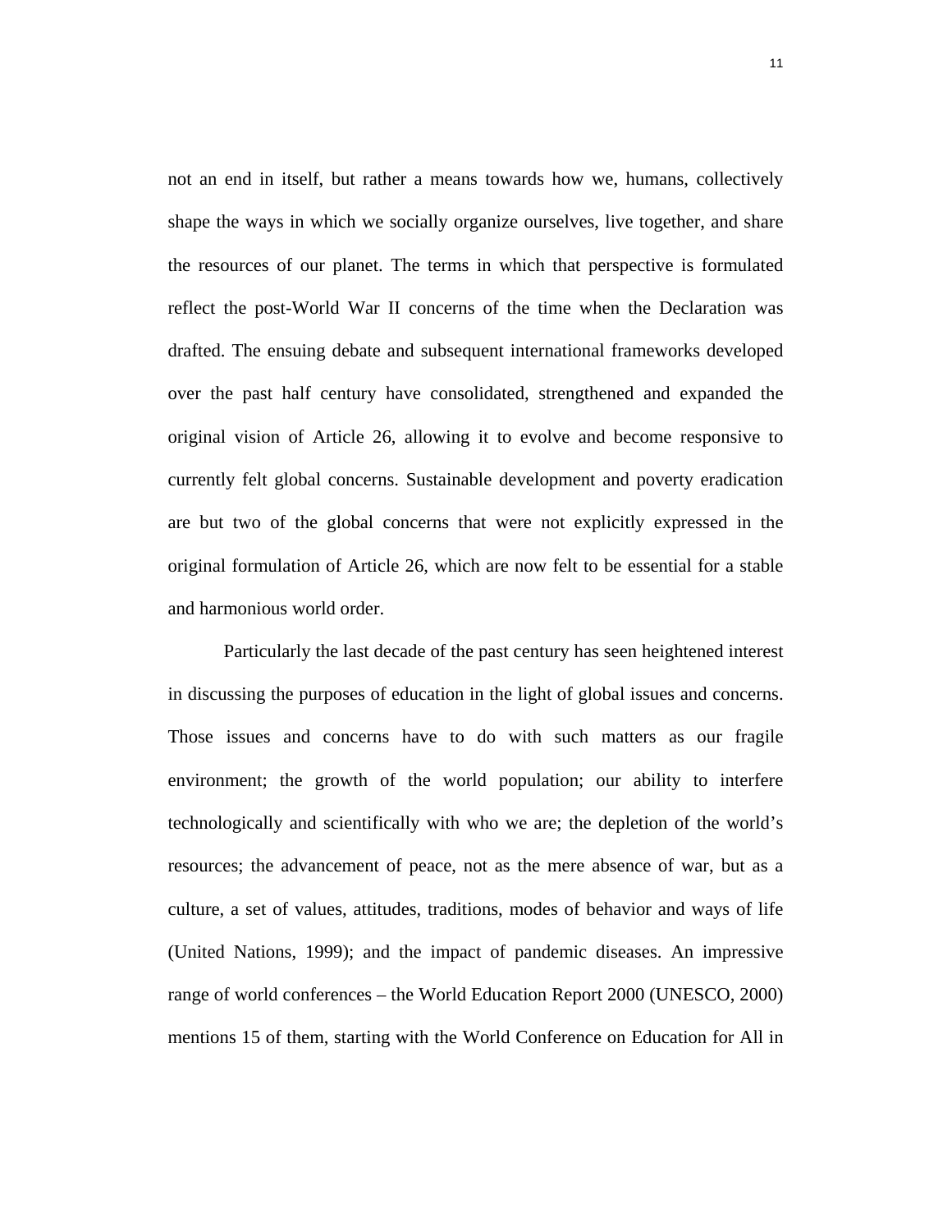not an end in itself, but rather a means towards how we, humans, collectively shape the ways in which we socially organize ourselves, live together, and share the resources of our planet. The terms in which that perspective is formulated reflect the post-World War II concerns of the time when the Declaration was drafted. The ensuing debate and subsequent international frameworks developed over the past half century have consolidated, strengthened and expanded the original vision of Article 26, allowing it to evolve and become responsive to currently felt global concerns. Sustainable development and poverty eradication are but two of the global concerns that were not explicitly expressed in the original formulation of Article 26, which are now felt to be essential for a stable and harmonious world order.

Particularly the last decade of the past century has seen heightened interest in discussing the purposes of education in the light of global issues and concerns. Those issues and concerns have to do with such matters as our fragile environment; the growth of the world population; our ability to interfere technologically and scientifically with who we are; the depletion of the world's resources; the advancement of peace, not as the mere absence of war, but as a culture, a set of values, attitudes, traditions, modes of behavior and ways of life (United Nations, 1999); and the impact of pandemic diseases. An impressive range of world conferences – the World Education Report 2000 (UNESCO, 2000) mentions 15 of them, starting with the World Conference on Education for All in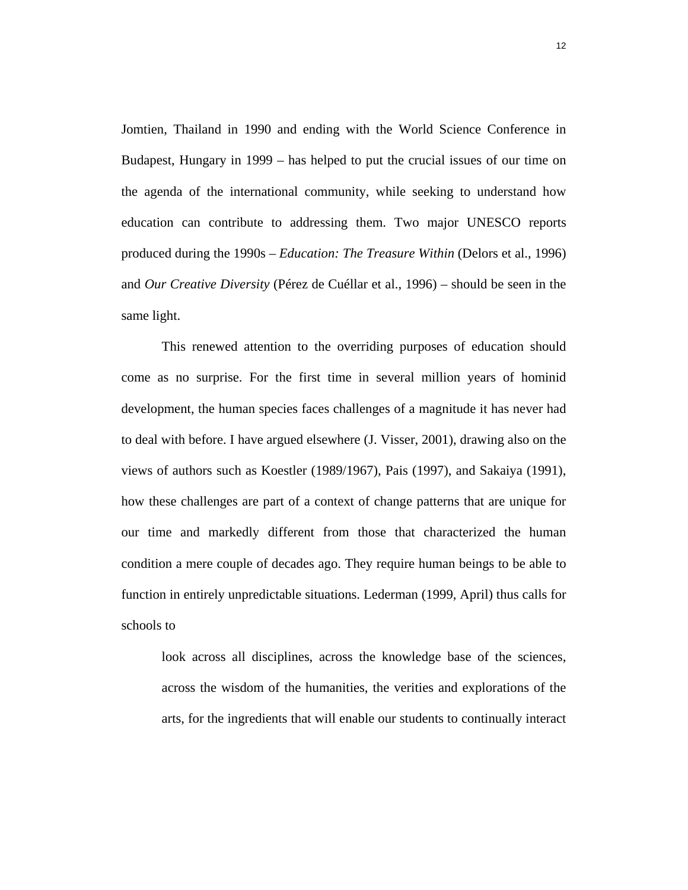Jomtien, Thailand in 1990 and ending with the World Science Conference in Budapest, Hungary in 1999 – has helped to put the crucial issues of our time on the agenda of the international community, while seeking to understand how education can contribute to addressing them. Two major UNESCO reports produced during the 1990s – *Education: The Treasure Within* (Delors et al., 1996) and *Our Creative Diversity* (Pérez de Cuéllar et al., 1996) – should be seen in the same light.

This renewed attention to the overriding purposes of education should come as no surprise. For the first time in several million years of hominid development, the human species faces challenges of a magnitude it has never had to deal with before. I have argued elsewhere (J. Visser, 2001), drawing also on the views of authors such as Koestler (1989/1967), Pais (1997), and Sakaiya (1991), how these challenges are part of a context of change patterns that are unique for our time and markedly different from those that characterized the human condition a mere couple of decades ago. They require human beings to be able to function in entirely unpredictable situations. Lederman (1999, April) thus calls for schools to

> look across all disciplines, across the knowledge base of the sciences, across the wisdom of the humanities, the verities and explorations of the arts, for the ingredients that will enable our students to continually interact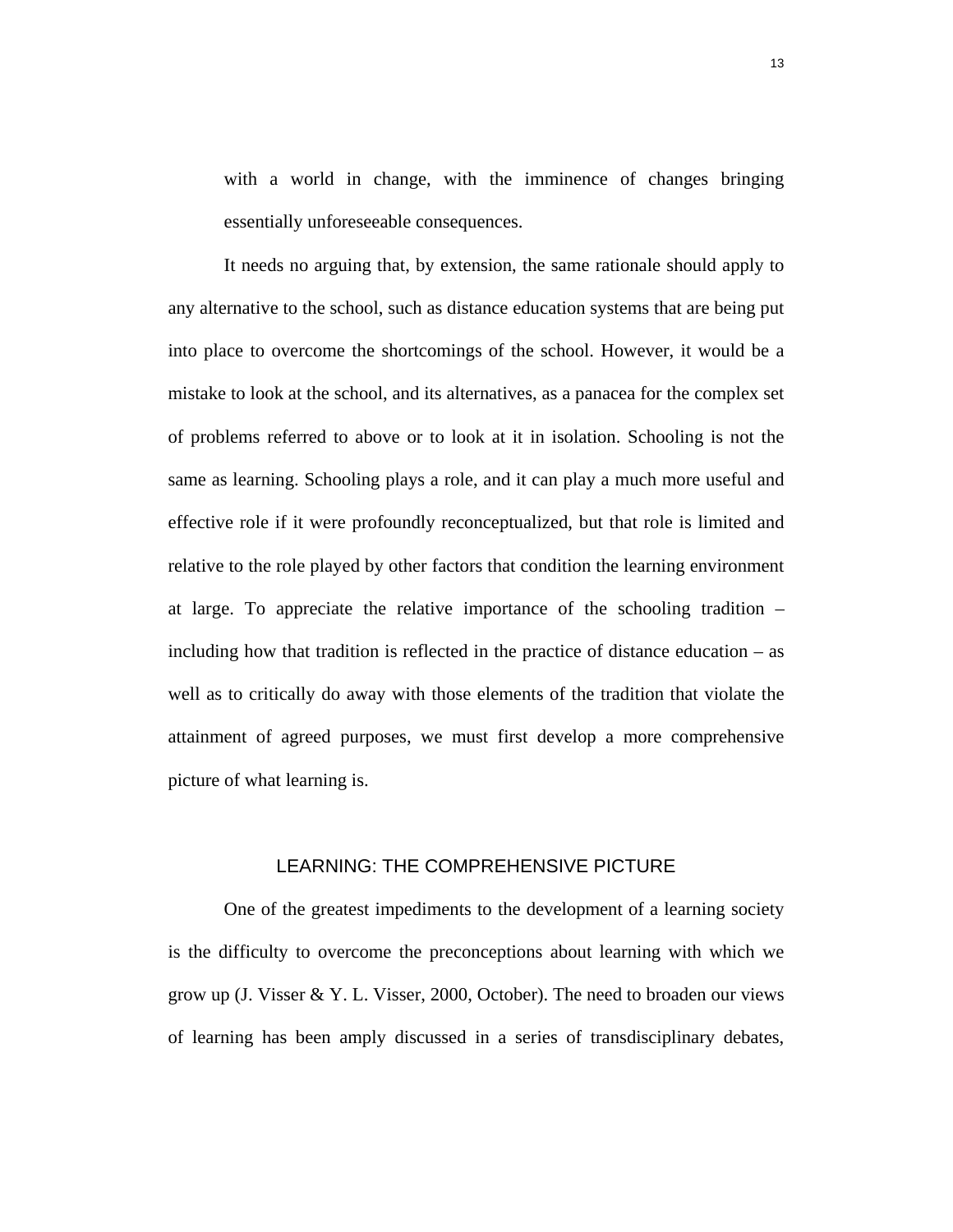with a world in change, with the imminence of changes bringing essentially unforeseeable consequences.

It needs no arguing that, by extension, the same rationale should apply to any alternative to the school, such as distance education systems that are being put into place to overcome the shortcomings of the school. However, it would be a mistake to look at the school, and its alternatives, as a panacea for the complex set of problems referred to above or to look at it in isolation. Schooling is not the same as learning. Schooling plays a role, and it can play a much more useful and effective role if it were profoundly reconceptualized, but that role is limited and relative to the role played by other factors that condition the learning environment at large. To appreciate the relative importance of the schooling tradition – including how that tradition is reflected in the practice of distance education – as well as to critically do away with those elements of the tradition that violate the attainment of agreed purposes, we must first develop a more comprehensive picture of what learning is.

## LEARNING: THE COMPREHENSIVE PICTURE

One of the greatest impediments to the development of a learning society is the difficulty to overcome the preconceptions about learning with which we grow up (J. Visser & Y. L. Visser, 2000, October). The need to broaden our views of learning has been amply discussed in a series of transdisciplinary debates,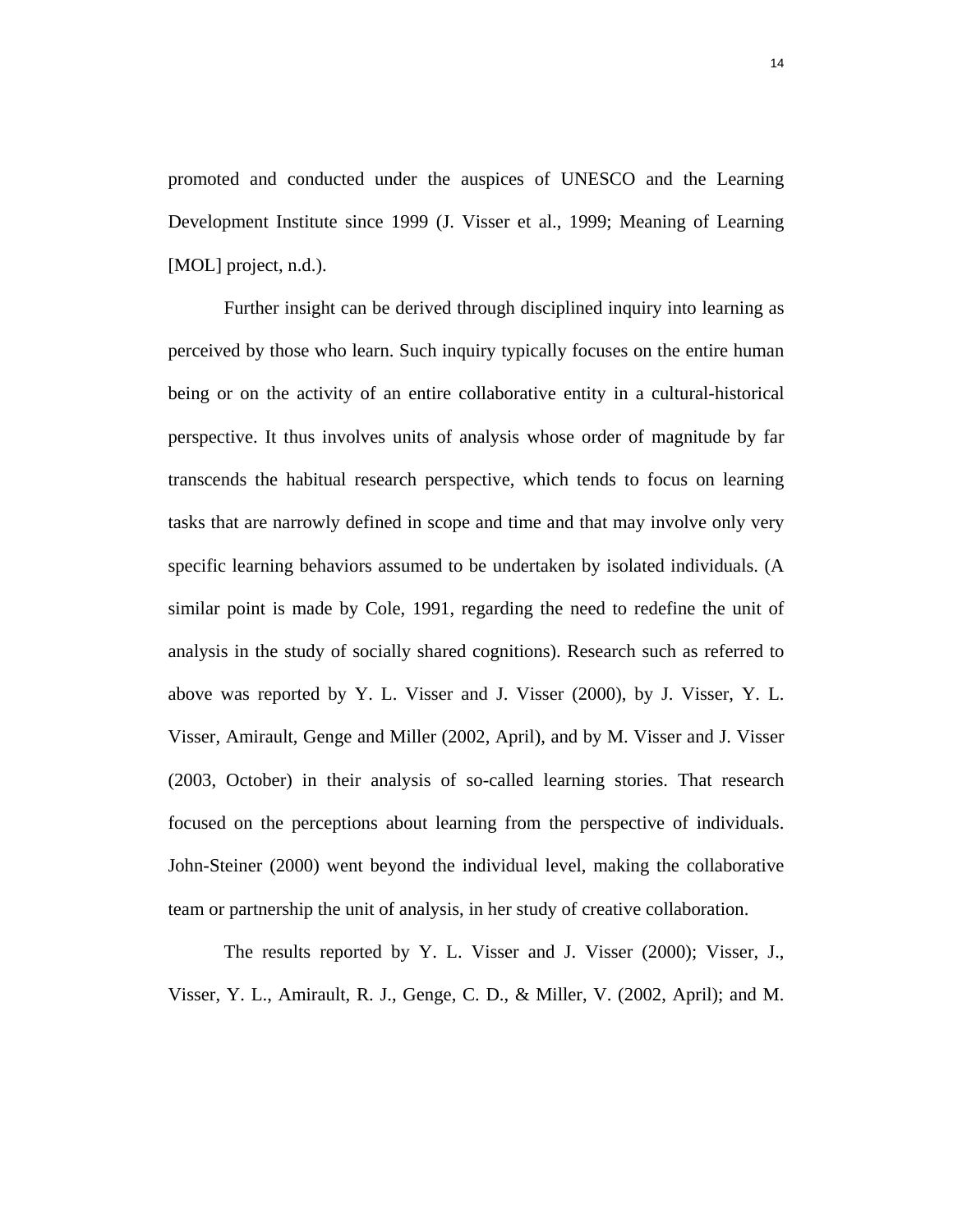promoted and conducted under the auspices of UNESCO and the Learning Development Institute since 1999 (J. Visser et al., 1999; Meaning of Learning [MOL] project, n.d.).

Further insight can be derived through disciplined inquiry into learning as perceived by those who learn. Such inquiry typically focuses on the entire human being or on the activity of an entire collaborative entity in a cultural-historical perspective. It thus involves units of analysis whose order of magnitude by far transcends the habitual research perspective, which tends to focus on learning tasks that are narrowly defined in scope and time and that may involve only very specific learning behaviors assumed to be undertaken by isolated individuals. (A similar point is made by Cole, 1991, regarding the need to redefine the unit of analysis in the study of socially shared cognitions). Research such as referred to above was reported by Y. L. Visser and J. Visser (2000), by J. Visser, Y. L. Visser, Amirault, Genge and Miller (2002, April), and by M. Visser and J. Visser (2003, October) in their analysis of so-called learning stories. That research focused on the perceptions about learning from the perspective of individuals. John-Steiner (2000) went beyond the individual level, making the collaborative team or partnership the unit of analysis, in her study of creative collaboration.

The results reported by Y. L. Visser and J. Visser (2000); Visser, J., Visser, Y. L., Amirault, R. J., Genge, C. D., & Miller, V. (2002, April); and M.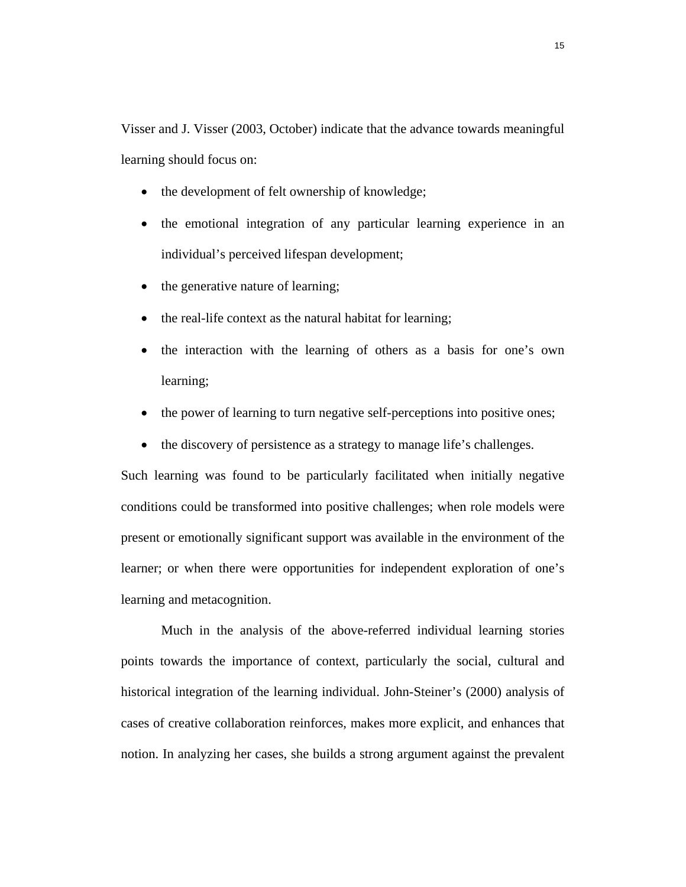Visser and J. Visser (2003, October) indicate that the advance towards meaningful learning should focus on:

- the development of felt ownership of knowledge;
- the emotional integration of any particular learning experience in an individual's perceived lifespan development;
- the generative nature of learning;
- the real-life context as the natural habitat for learning;
- the interaction with the learning of others as a basis for one's own learning;
- the power of learning to turn negative self-perceptions into positive ones;
- the discovery of persistence as a strategy to manage life's challenges.

Such learning was found to be particularly facilitated when initially negative conditions could be transformed into positive challenges; when role models were present or emotionally significant support was available in the environment of the learner; or when there were opportunities for independent exploration of one's learning and metacognition.

Much in the analysis of the above-referred individual learning stories points towards the importance of context, particularly the social, cultural and historical integration of the learning individual. John-Steiner's (2000) analysis of cases of creative collaboration reinforces, makes more explicit, and enhances that notion. In analyzing her cases, she builds a strong argument against the prevalent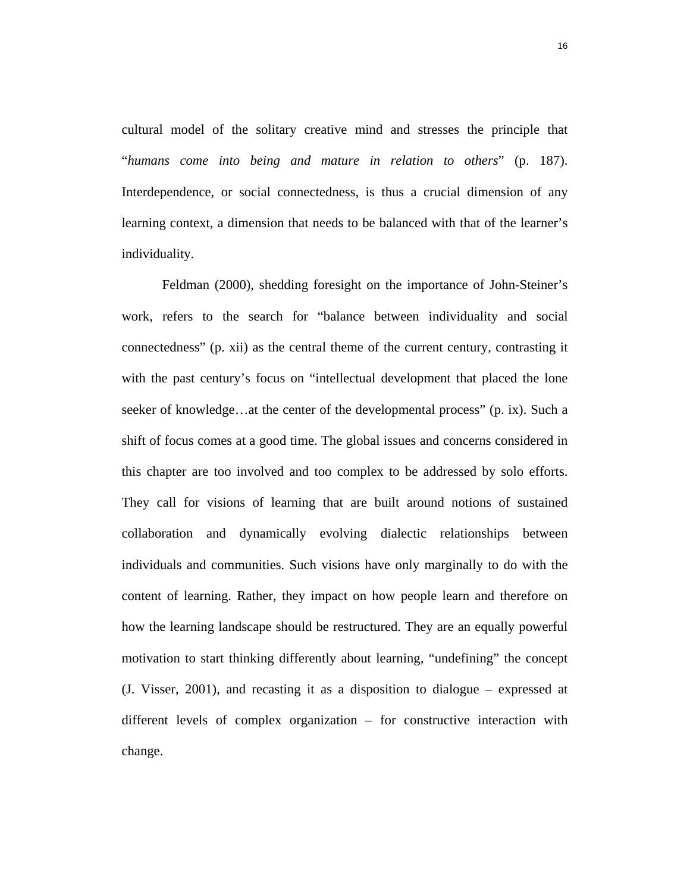cultural model of the solitary creative mind and stresses the principle that "*humans come into being and mature in relation to others*" (p. 187). Interdependence, or social connectedness, is thus a crucial dimension of any learning context, a dimension that needs to be balanced with that of the learner's individuality.

Feldman (2000), shedding foresight on the importance of John-Steiner's work, refers to the search for "balance between individuality and social connectedness" (p. xii) as the central theme of the current century, contrasting it with the past century's focus on "intellectual development that placed the lone seeker of knowledge…at the center of the developmental process" (p. ix). Such a shift of focus comes at a good time. The global issues and concerns considered in this chapter are too involved and too complex to be addressed by solo efforts. They call for visions of learning that are built around notions of sustained collaboration and dynamically evolving dialectic relationships between individuals and communities. Such visions have only marginally to do with the content of learning. Rather, they impact on how people learn and therefore on how the learning landscape should be restructured. They are an equally powerful motivation to start thinking differently about learning, "undefining" the concept (J. Visser, 2001), and recasting it as a disposition to dialogue – expressed at different levels of complex organization – for constructive interaction with change.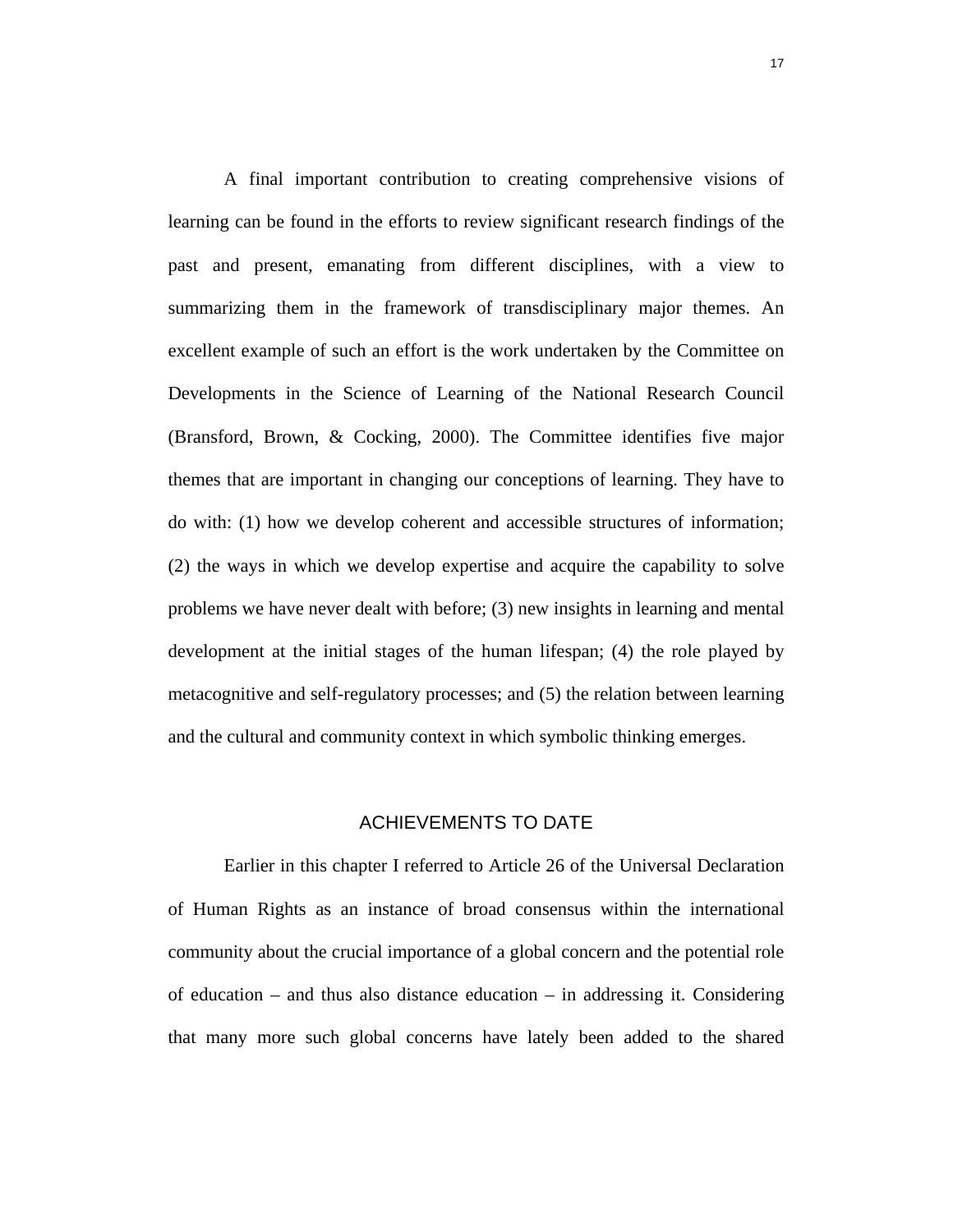A final important contribution to creating comprehensive visions of learning can be found in the efforts to review significant research findings of the past and present, emanating from different disciplines, with a view to summarizing them in the framework of transdisciplinary major themes. An excellent example of such an effort is the work undertaken by the Committee on Developments in the Science of Learning of the National Research Council (Bransford, Brown, & Cocking, 2000). The Committee identifies five major themes that are important in changing our conceptions of learning. They have to do with: (1) how we develop coherent and accessible structures of information; (2) the ways in which we develop expertise and acquire the capability to solve problems we have never dealt with before; (3) new insights in learning and mental development at the initial stages of the human lifespan; (4) the role played by metacognitive and self-regulatory processes; and (5) the relation between learning and the cultural and community context in which symbolic thinking emerges.

## ACHIEVEMENTS TO DATE

Earlier in this chapter I referred to Article 26 of the Universal Declaration of Human Rights as an instance of broad consensus within the international community about the crucial importance of a global concern and the potential role of education – and thus also distance education – in addressing it. Considering that many more such global concerns have lately been added to the shared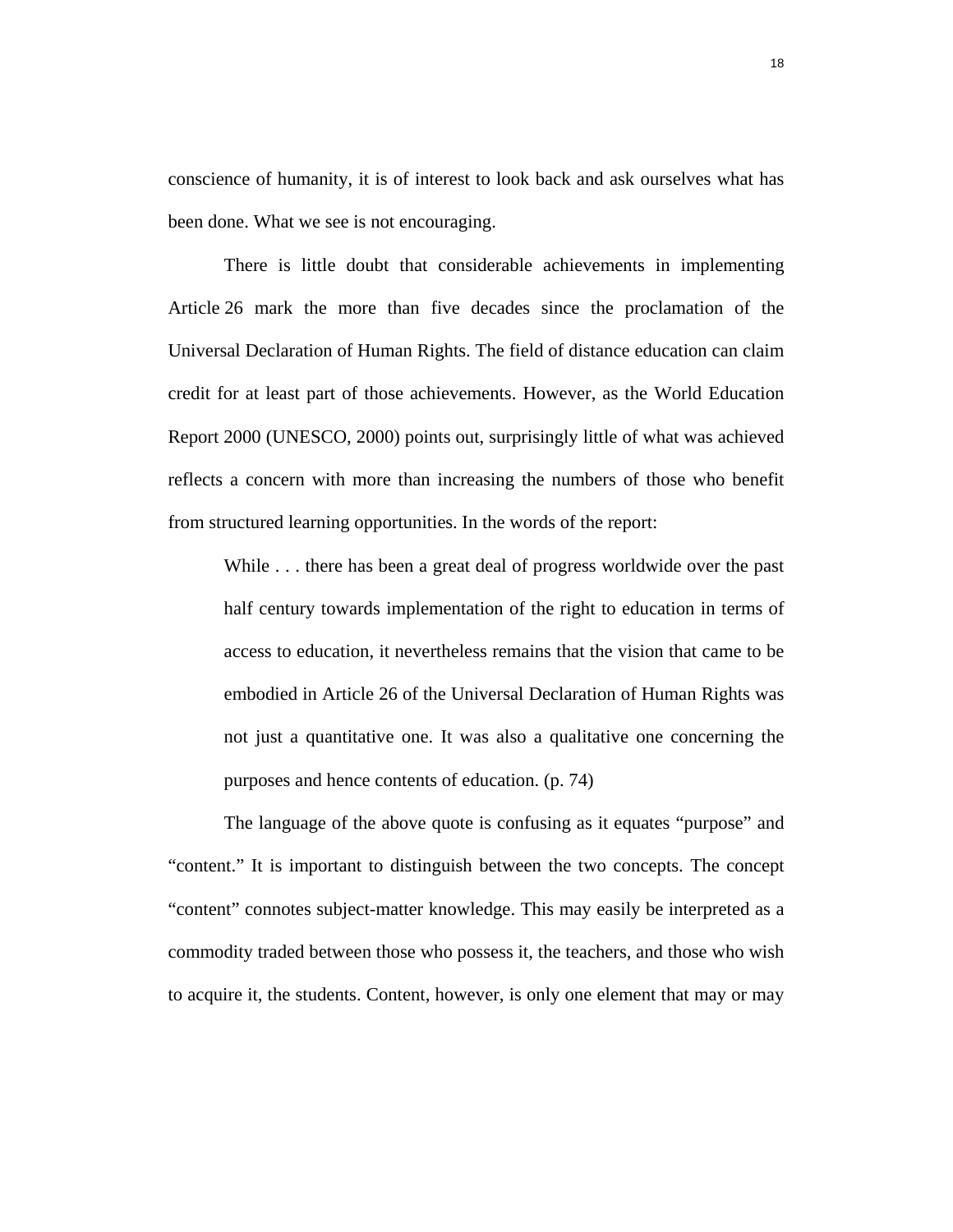conscience of humanity, it is of interest to look back and ask ourselves what has been done. What we see is not encouraging.

There is little doubt that considerable achievements in implementing Article 26 mark the more than five decades since the proclamation of the Universal Declaration of Human Rights. The field of distance education can claim credit for at least part of those achievements. However, as the World Education Report 2000 (UNESCO, 2000) points out, surprisingly little of what was achieved reflects a concern with more than increasing the numbers of those who benefit from structured learning opportunities. In the words of the report:

> While . . . there has been a great deal of progress worldwide over the past half century towards implementation of the right to education in terms of access to education, it nevertheless remains that the vision that came to be embodied in Article 26 of the Universal Declaration of Human Rights was not just a quantitative one. It was also a qualitative one concerning the purposes and hence contents of education. (p. 74)

The language of the above quote is confusing as it equates "purpose" and "content." It is important to distinguish between the two concepts. The concept "content" connotes subject-matter knowledge. This may easily be interpreted as a commodity traded between those who possess it, the teachers, and those who wish to acquire it, the students. Content, however, is only one element that may or may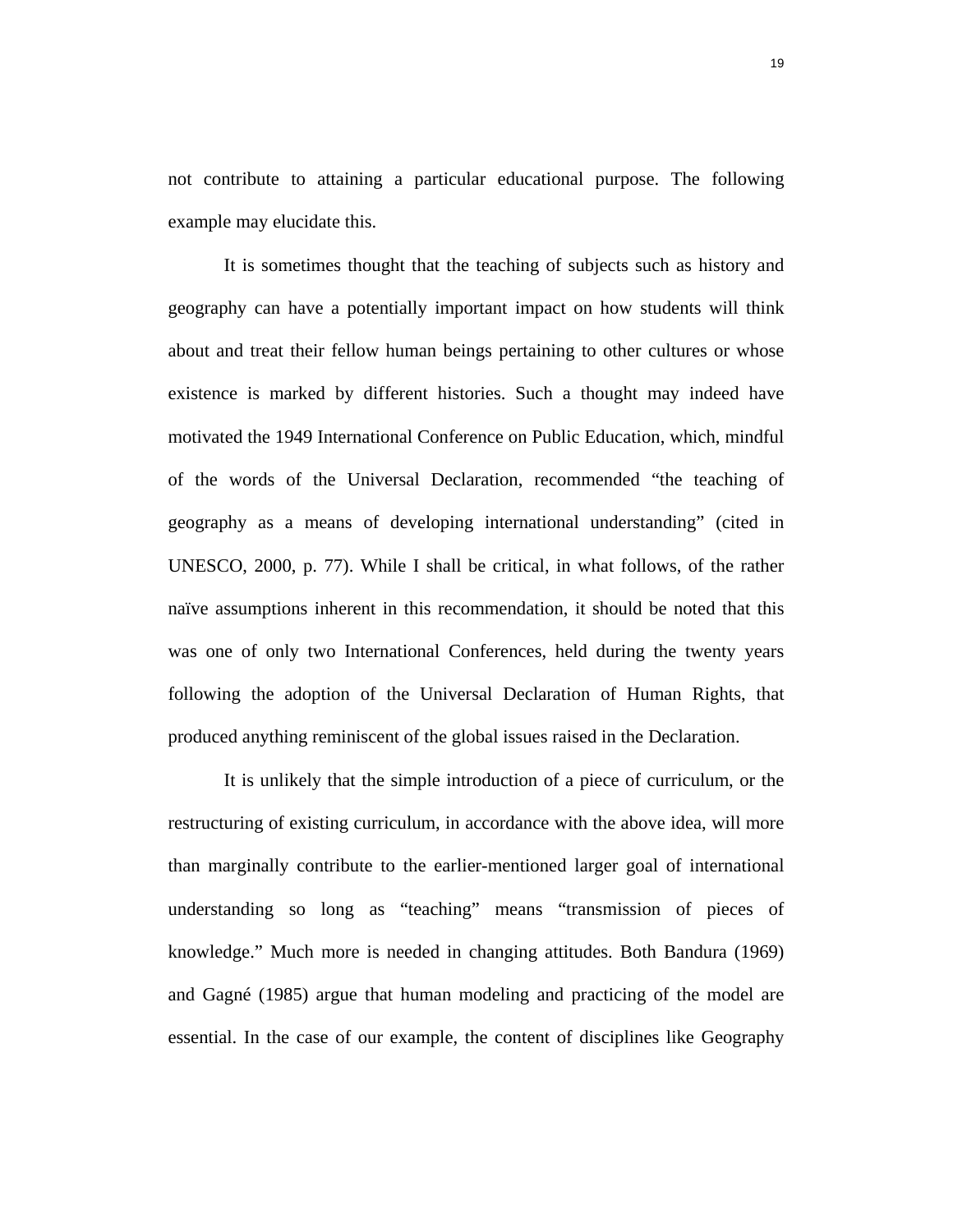not contribute to attaining a particular educational purpose. The following example may elucidate this.

It is sometimes thought that the teaching of subjects such as history and geography can have a potentially important impact on how students will think about and treat their fellow human beings pertaining to other cultures or whose existence is marked by different histories. Such a thought may indeed have motivated the 1949 International Conference on Public Education, which, mindful of the words of the Universal Declaration, recommended "the teaching of geography as a means of developing international understanding" (cited in UNESCO, 2000, p. 77). While I shall be critical, in what follows, of the rather naïve assumptions inherent in this recommendation, it should be noted that this was one of only two International Conferences, held during the twenty years following the adoption of the Universal Declaration of Human Rights, that produced anything reminiscent of the global issues raised in the Declaration.

It is unlikely that the simple introduction of a piece of curriculum, or the restructuring of existing curriculum, in accordance with the above idea, will more than marginally contribute to the earlier-mentioned larger goal of international understanding so long as "teaching" means "transmission of pieces of knowledge." Much more is needed in changing attitudes. Both Bandura (1969) and Gagné (1985) argue that human modeling and practicing of the model are essential. In the case of our example, the content of disciplines like Geography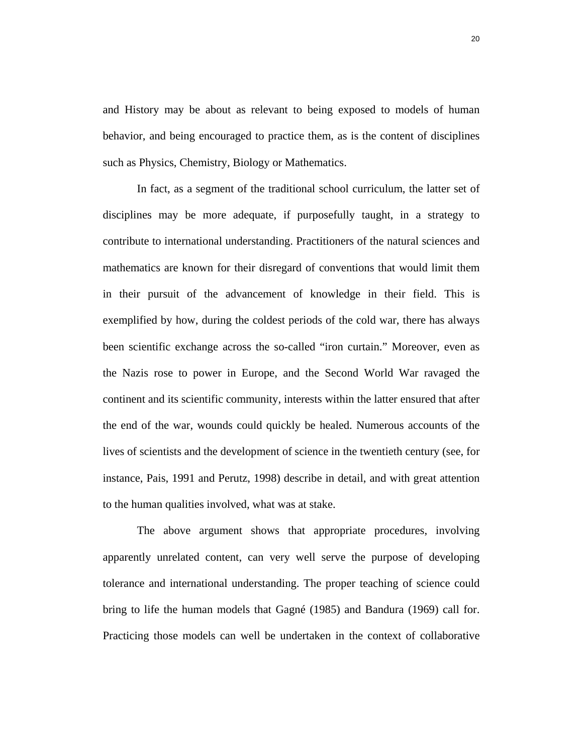and History may be about as relevant to being exposed to models of human behavior, and being encouraged to practice them, as is the content of disciplines such as Physics, Chemistry, Biology or Mathematics.

In fact, as a segment of the traditional school curriculum, the latter set of disciplines may be more adequate, if purposefully taught, in a strategy to contribute to international understanding. Practitioners of the natural sciences and mathematics are known for their disregard of conventions that would limit them in their pursuit of the advancement of knowledge in their field. This is exemplified by how, during the coldest periods of the cold war, there has always been scientific exchange across the so-called "iron curtain." Moreover, even as the Nazis rose to power in Europe, and the Second World War ravaged the continent and its scientific community, interests within the latter ensured that after the end of the war, wounds could quickly be healed. Numerous accounts of the lives of scientists and the development of science in the twentieth century (see, for instance, Pais, 1991 and Perutz, 1998) describe in detail, and with great attention to the human qualities involved, what was at stake.

The above argument shows that appropriate procedures, involving apparently unrelated content, can very well serve the purpose of developing tolerance and international understanding. The proper teaching of science could bring to life the human models that Gagné (1985) and Bandura (1969) call for. Practicing those models can well be undertaken in the context of collaborative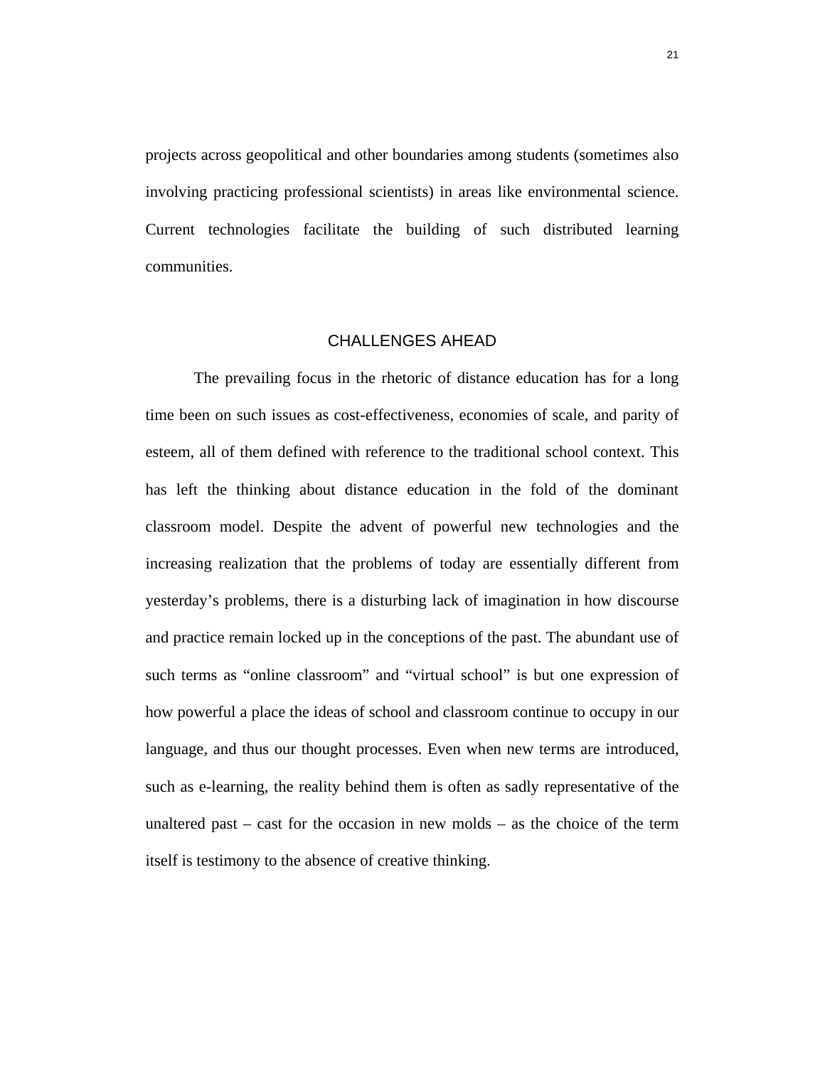projects across geopolitical and other boundaries among students (sometimes also involving practicing professional scientists) in areas like environmental science. Current technologies facilitate the building of such distributed learning communities.

## CHALLENGES AHEAD

The prevailing focus in the rhetoric of distance education has for a long time been on such issues as cost-effectiveness, economies of scale, and parity of esteem, all of them defined with reference to the traditional school context. This has left the thinking about distance education in the fold of the dominant classroom model. Despite the advent of powerful new technologies and the increasing realization that the problems of today are essentially different from yesterday's problems, there is a disturbing lack of imagination in how discourse and practice remain locked up in the conceptions of the past. The abundant use of such terms as "online classroom" and "virtual school" is but one expression of how powerful a place the ideas of school and classroom continue to occupy in our language, and thus our thought processes. Even when new terms are introduced, such as e-learning, the reality behind them is often as sadly representative of the unaltered past – cast for the occasion in new molds – as the choice of the term itself is testimony to the absence of creative thinking.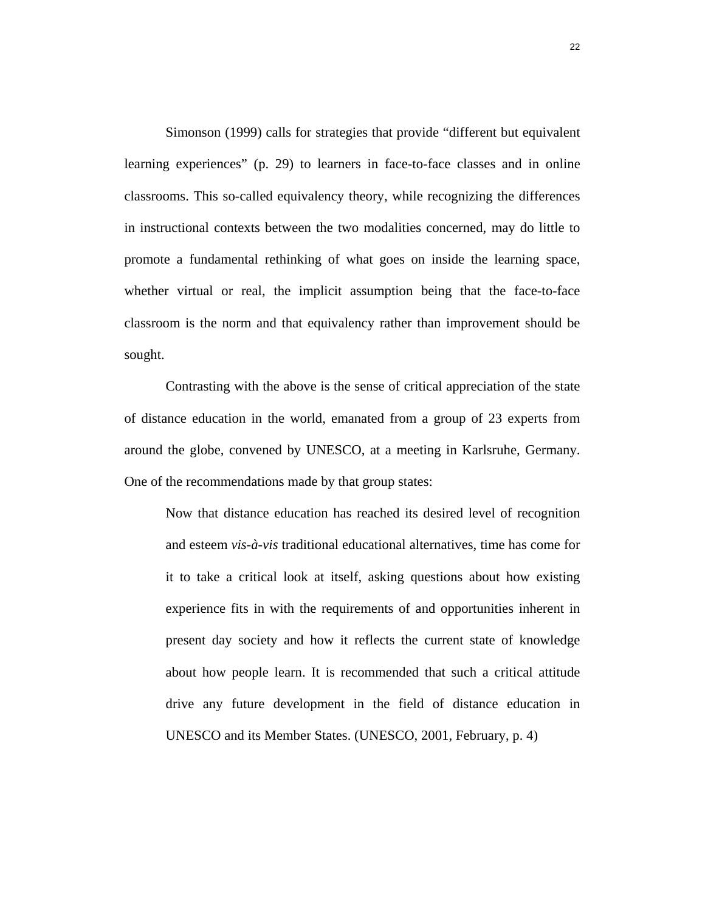Simonson (1999) calls for strategies that provide “different but equivalent learning experiences” (p. 29) to learners in face-to-face classes and in online classrooms. This so-called equivalency theory, while recognizing the differences in instructional contexts between the two modalities concerned, may do little to promote a fundamental rethinking of what goes on inside the learning space, whether virtual or real, the implicit assumption being that the face-to-face classroom is the norm and that equivalency rather than improvement should be sought.

Contrasting with the above is the sense of critical appreciation of the state of distance education in the world, emanated from a group of 23 experts from around the globe, convened by UNESCO, at a meeting in Karlsruhe, Germany. One of the recommendations made by that group states:

> Now that distance education has reached its desired level of recognition and esteem *vis-à-vis* traditional educational alternatives, time has come for it to take a critical look at itself, asking questions about how existing experience fits in with the requirements of and opportunities inherent in present day society and how it reflects the current state of knowledge about how people learn. It is recommended that such a critical attitude drive any future development in the field of distance education in UNESCO and its Member States. (UNESCO, 2001, February, p. 4)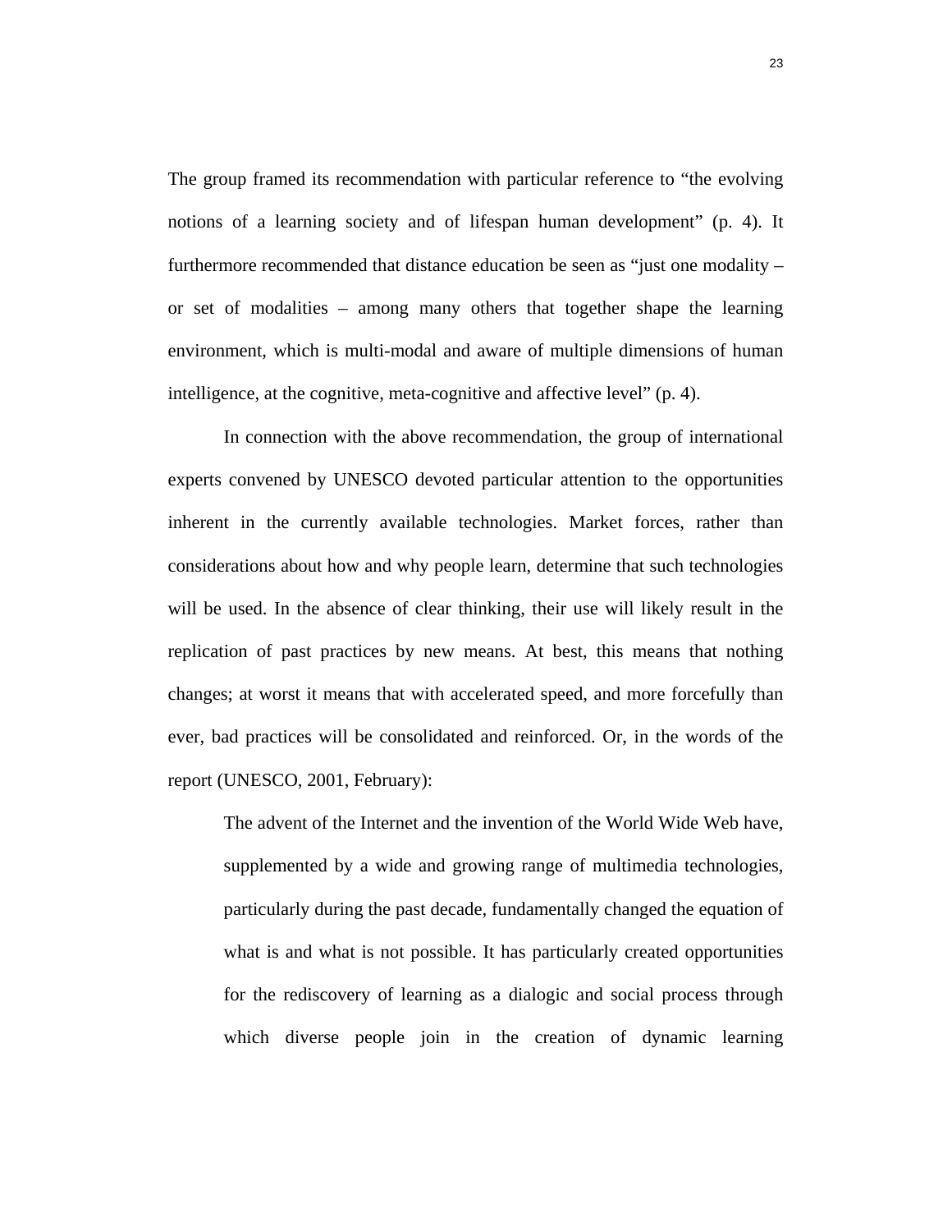The group framed its recommendation with particular reference to "the evolving notions of a learning society and of lifespan human development" (p. 4). It furthermore recommended that distance education be seen as "just one modality – or set of modalities – among many others that together shape the learning environment, which is multi-modal and aware of multiple dimensions of human intelligence, at the cognitive, meta-cognitive and affective level" (p. 4).

In connection with the above recommendation, the group of international experts convened by UNESCO devoted particular attention to the opportunities inherent in the currently available technologies. Market forces, rather than considerations about how and why people learn, determine that such technologies will be used. In the absence of clear thinking, their use will likely result in the replication of past practices by new means. At best, this means that nothing changes; at worst it means that with accelerated speed, and more forcefully than ever, bad practices will be consolidated and reinforced. Or, in the words of the report (UNESCO, 2001, February):

> The advent of the Internet and the invention of the World Wide Web have, supplemented by a wide and growing range of multimedia technologies, particularly during the past decade, fundamentally changed the equation of what is and what is not possible. It has particularly created opportunities for the rediscovery of learning as a dialogic and social process through which diverse people join in the creation of dynamic learning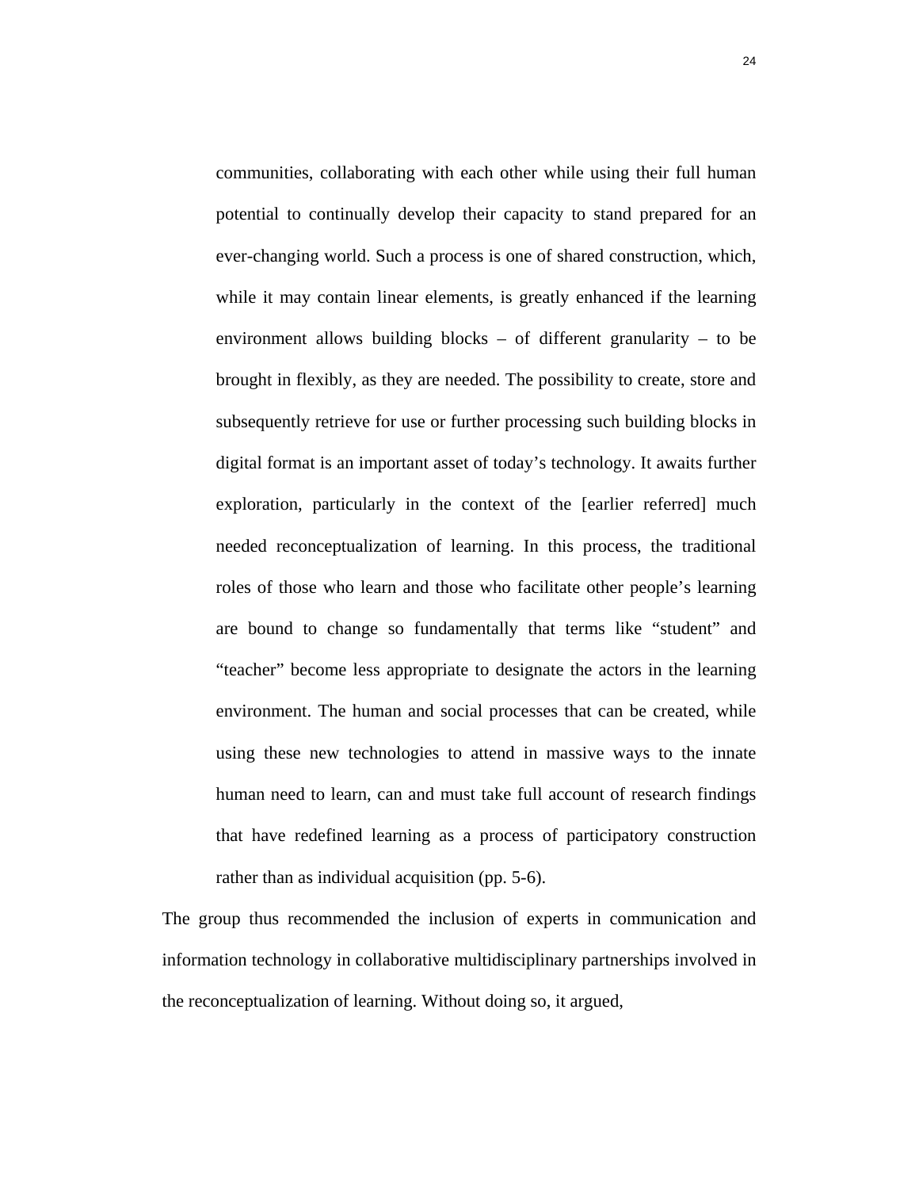> communities, collaborating with each other while using their full human potential to continually develop their capacity to stand prepared for an ever-changing world. Such a process is one of shared construction, which, while it may contain linear elements, is greatly enhanced if the learning environment allows building blocks – of different granularity – to be brought in flexibly, as they are needed. The possibility to create, store and subsequently retrieve for use or further processing such building blocks in digital format is an important asset of today's technology. It awaits further exploration, particularly in the context of the [earlier referred] much needed reconceptualization of learning. In this process, the traditional roles of those who learn and those who facilitate other people's learning are bound to change so fundamentally that terms like "student" and "teacher" become less appropriate to designate the actors in the learning environment. The human and social processes that can be created, while using these new technologies to attend in massive ways to the innate human need to learn, can and must take full account of research findings that have redefined learning as a process of participatory construction rather than as individual acquisition (pp. 5-6).

The group thus recommended the inclusion of experts in communication and information technology in collaborative multidisciplinary partnerships involved in the reconceptualization of learning. Without doing so, it argued,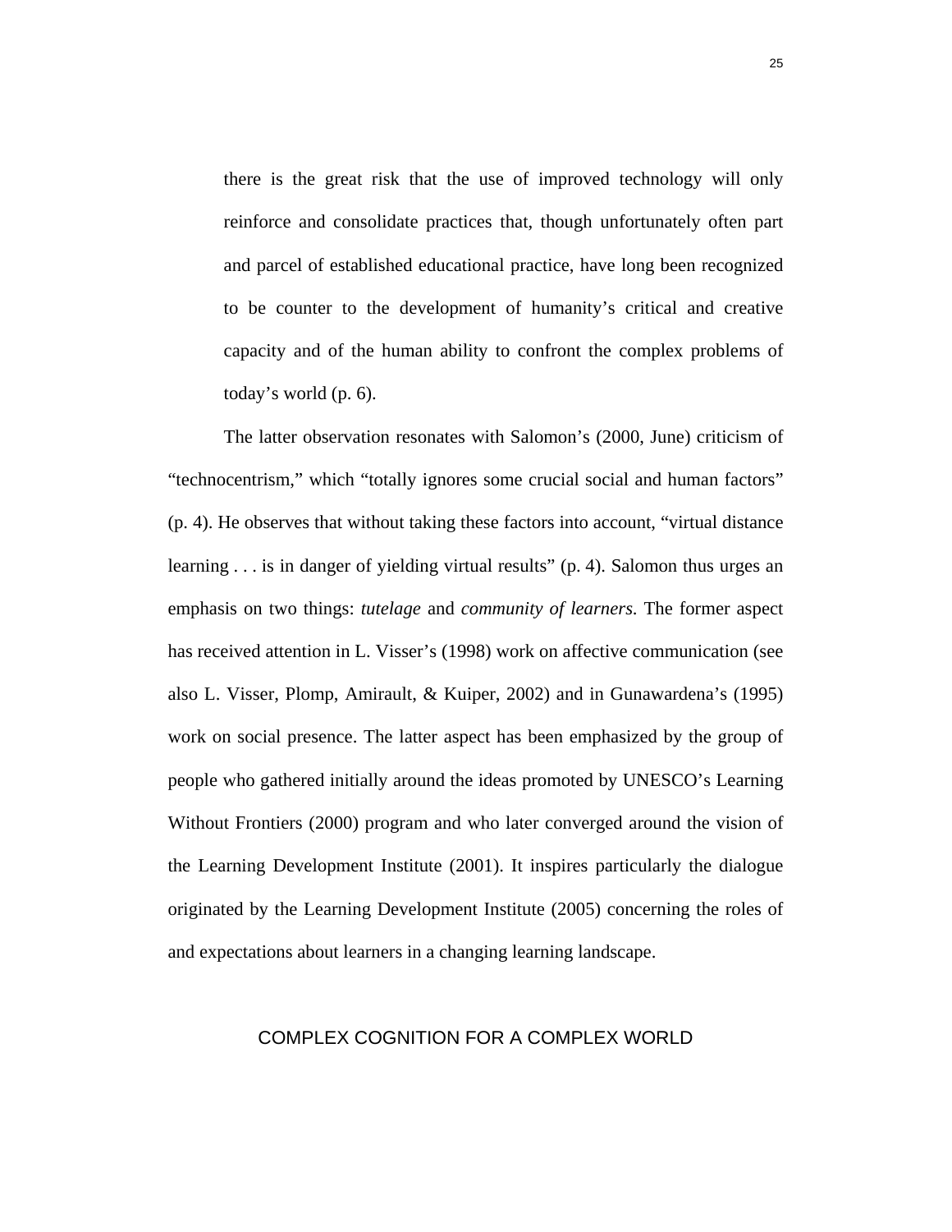> there is the great risk that the use of improved technology will only reinforce and consolidate practices that, though unfortunately often part and parcel of established educational practice, have long been recognized to be counter to the development of humanity's critical and creative capacity and of the human ability to confront the complex problems of today's world (p. 6).

The latter observation resonates with Salomon's (2000, June) criticism of "technocentrism," which "totally ignores some crucial social and human factors" (p. 4). He observes that without taking these factors into account, "virtual distance learning . . . is in danger of yielding virtual results" (p. 4). Salomon thus urges an emphasis on two things: *tutelage* and *community of learners*. The former aspect has received attention in L. Visser's (1998) work on affective communication (see also L. Visser, Plomp, Amirault, & Kuiper, 2002) and in Gunawardena's (1995) work on social presence. The latter aspect has been emphasized by the group of people who gathered initially around the ideas promoted by UNESCO's Learning Without Frontiers (2000) program and who later converged around the vision of the Learning Development Institute (2001). It inspires particularly the dialogue originated by the Learning Development Institute (2005) concerning the roles of and expectations about learners in a changing learning landscape.

## COMPLEX COGNITION FOR A COMPLEX WORLD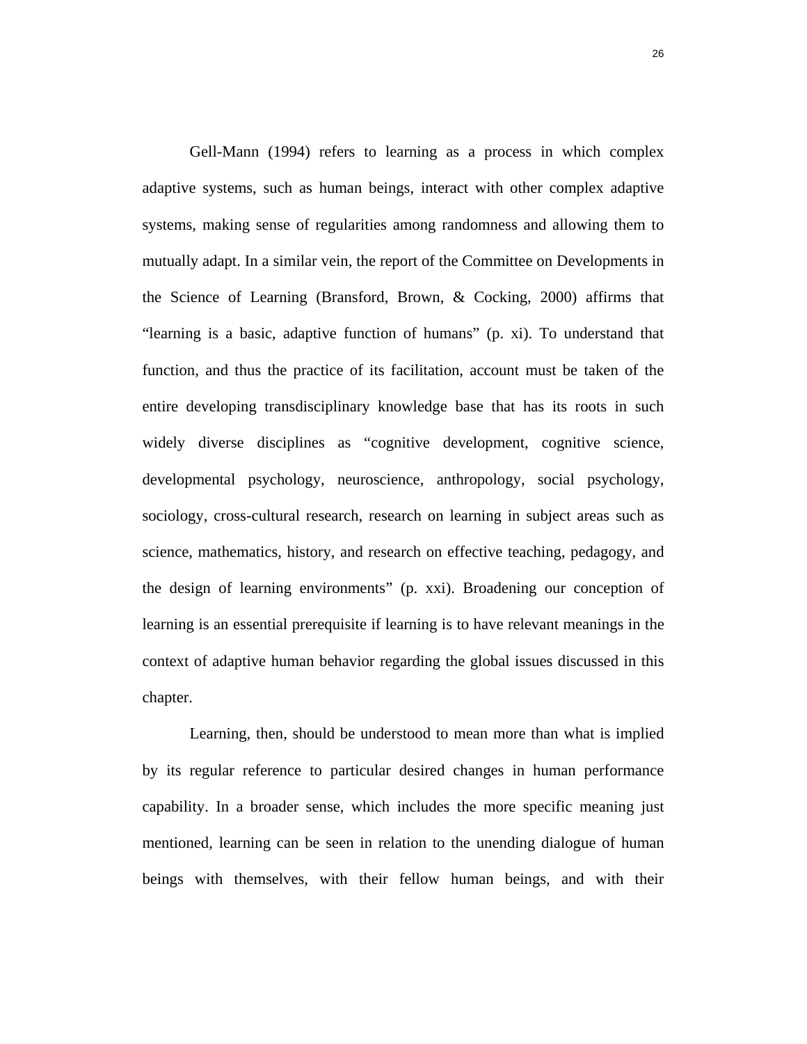Gell-Mann (1994) refers to learning as a process in which complex adaptive systems, such as human beings, interact with other complex adaptive systems, making sense of regularities among randomness and allowing them to mutually adapt. In a similar vein, the report of the Committee on Developments in the Science of Learning (Bransford, Brown, & Cocking, 2000) affirms that "learning is a basic, adaptive function of humans" (p. xi). To understand that function, and thus the practice of its facilitation, account must be taken of the entire developing transdisciplinary knowledge base that has its roots in such widely diverse disciplines as "cognitive development, cognitive science, developmental psychology, neuroscience, anthropology, social psychology, sociology, cross-cultural research, research on learning in subject areas such as science, mathematics, history, and research on effective teaching, pedagogy, and the design of learning environments" (p. xxi). Broadening our conception of learning is an essential prerequisite if learning is to have relevant meanings in the context of adaptive human behavior regarding the global issues discussed in this chapter.

Learning, then, should be understood to mean more than what is implied by its regular reference to particular desired changes in human performance capability. In a broader sense, which includes the more specific meaning just mentioned, learning can be seen in relation to the unending dialogue of human beings with themselves, with their fellow human beings, and with their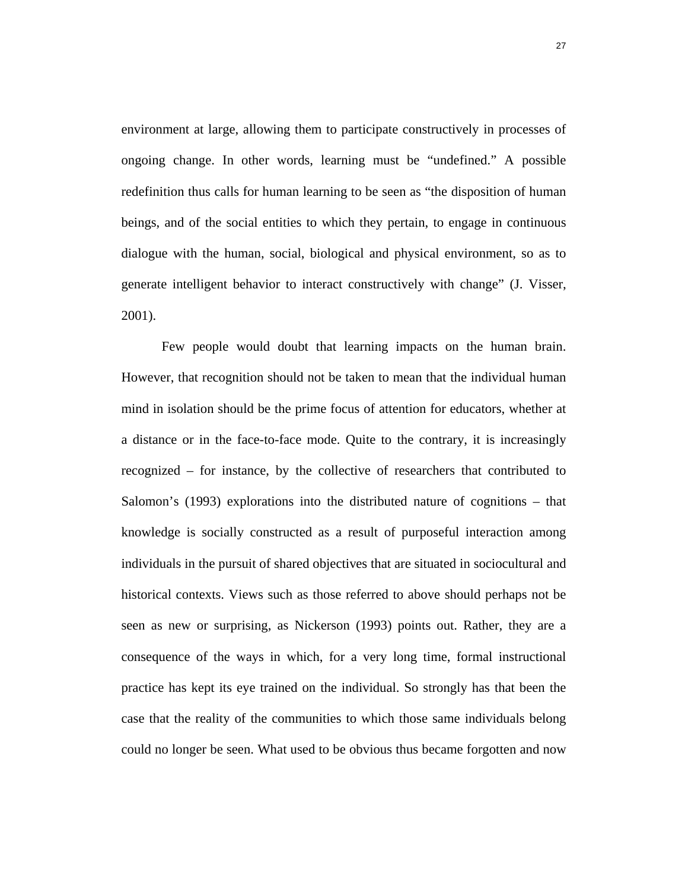environment at large, allowing them to participate constructively in processes of ongoing change. In other words, learning must be "undefined." A possible redefinition thus calls for human learning to be seen as "the disposition of human beings, and of the social entities to which they pertain, to engage in continuous dialogue with the human, social, biological and physical environment, so as to generate intelligent behavior to interact constructively with change" (J. Visser, 2001).

Few people would doubt that learning impacts on the human brain. However, that recognition should not be taken to mean that the individual human mind in isolation should be the prime focus of attention for educators, whether at a distance or in the face-to-face mode. Quite to the contrary, it is increasingly recognized – for instance, by the collective of researchers that contributed to Salomon's (1993) explorations into the distributed nature of cognitions – that knowledge is socially constructed as a result of purposeful interaction among individuals in the pursuit of shared objectives that are situated in sociocultural and historical contexts. Views such as those referred to above should perhaps not be seen as new or surprising, as Nickerson (1993) points out. Rather, they are a consequence of the ways in which, for a very long time, formal instructional practice has kept its eye trained on the individual. So strongly has that been the case that the reality of the communities to which those same individuals belong could no longer be seen. What used to be obvious thus became forgotten and now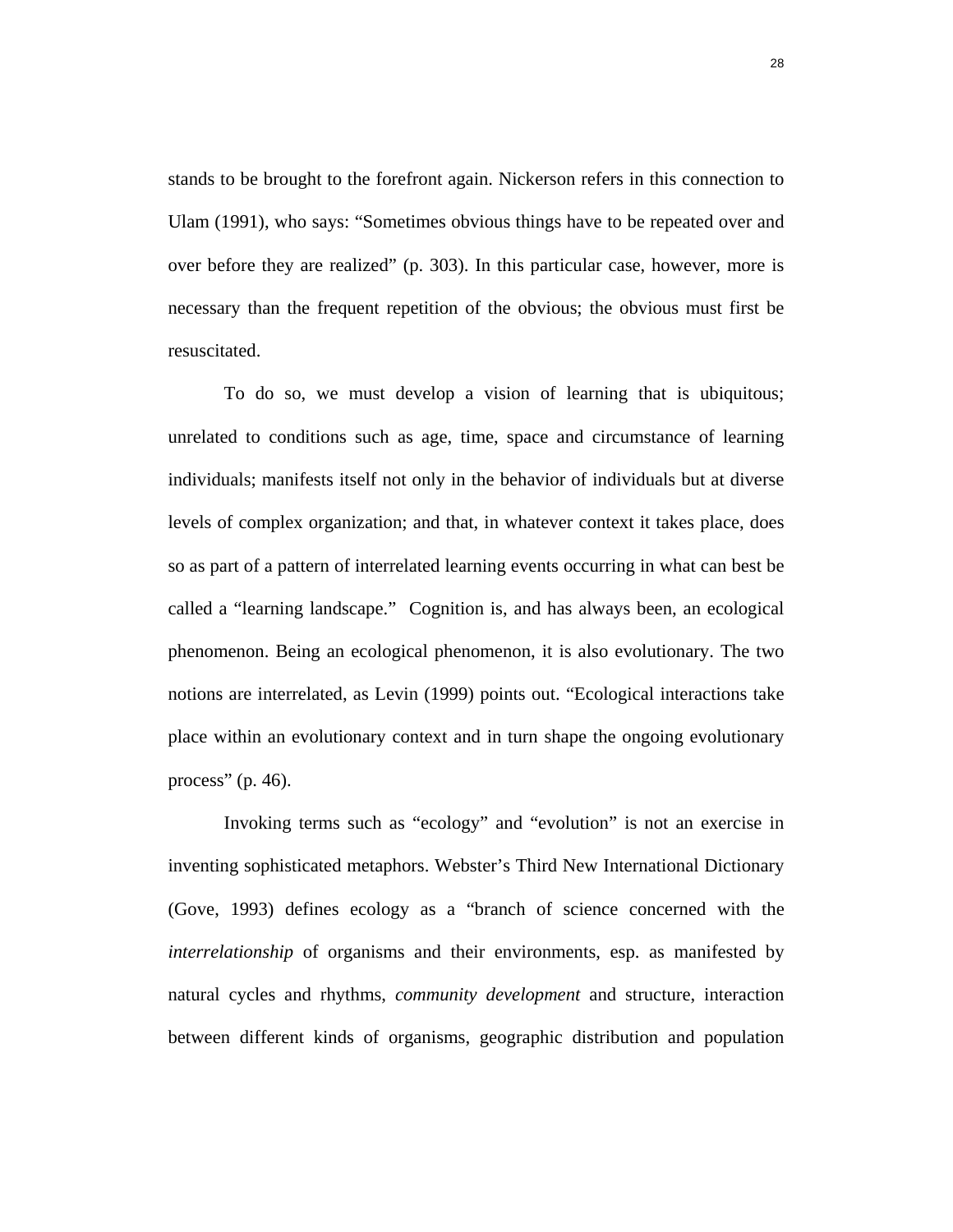stands to be brought to the forefront again. Nickerson refers in this connection to Ulam (1991), who says: "Sometimes obvious things have to be repeated over and over before they are realized" (p. 303). In this particular case, however, more is necessary than the frequent repetition of the obvious; the obvious must first be resuscitated.

To do so, we must develop a vision of learning that is ubiquitous; unrelated to conditions such as age, time, space and circumstance of learning individuals; manifests itself not only in the behavior of individuals but at diverse levels of complex organization; and that, in whatever context it takes place, does so as part of a pattern of interrelated learning events occurring in what can best be called a "learning landscape." Cognition is, and has always been, an ecological phenomenon. Being an ecological phenomenon, it is also evolutionary. The two notions are interrelated, as Levin (1999) points out. "Ecological interactions take place within an evolutionary context and in turn shape the ongoing evolutionary process" (p. 46).

Invoking terms such as "ecology" and "evolution" is not an exercise in inventing sophisticated metaphors. Webster's Third New International Dictionary (Gove, 1993) defines ecology as a "branch of science concerned with the *interrelationship* of organisms and their environments, esp. as manifested by natural cycles and rhythms, *community development* and structure, interaction between different kinds of organisms, geographic distribution and population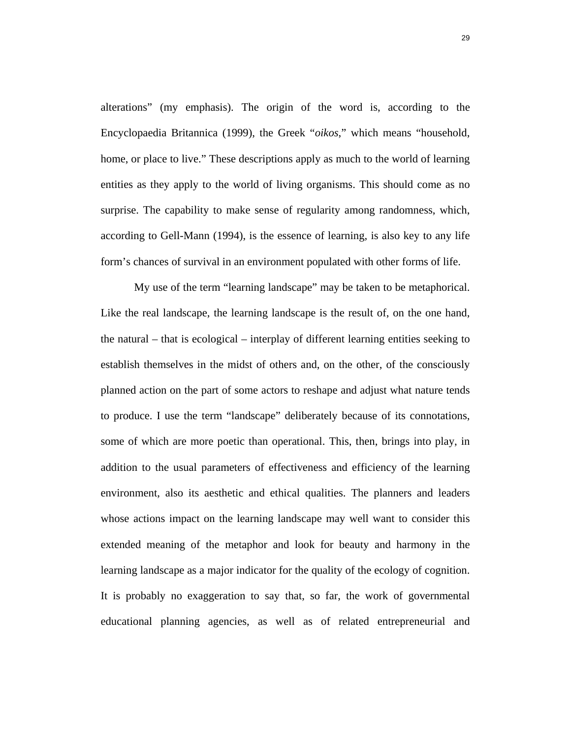alterations" (my emphasis). The origin of the word is, according to the Encyclopaedia Britannica (1999), the Greek "*oikos*," which means "household, home, or place to live." These descriptions apply as much to the world of learning entities as they apply to the world of living organisms. This should come as no surprise. The capability to make sense of regularity among randomness, which, according to Gell-Mann (1994), is the essence of learning, is also key to any life form's chances of survival in an environment populated with other forms of life.

My use of the term "learning landscape" may be taken to be metaphorical. Like the real landscape, the learning landscape is the result of, on the one hand, the natural – that is ecological – interplay of different learning entities seeking to establish themselves in the midst of others and, on the other, of the consciously planned action on the part of some actors to reshape and adjust what nature tends to produce. I use the term "landscape" deliberately because of its connotations, some of which are more poetic than operational. This, then, brings into play, in addition to the usual parameters of effectiveness and efficiency of the learning environment, also its aesthetic and ethical qualities. The planners and leaders whose actions impact on the learning landscape may well want to consider this extended meaning of the metaphor and look for beauty and harmony in the learning landscape as a major indicator for the quality of the ecology of cognition. It is probably no exaggeration to say that, so far, the work of governmental educational planning agencies, as well as of related entrepreneurial and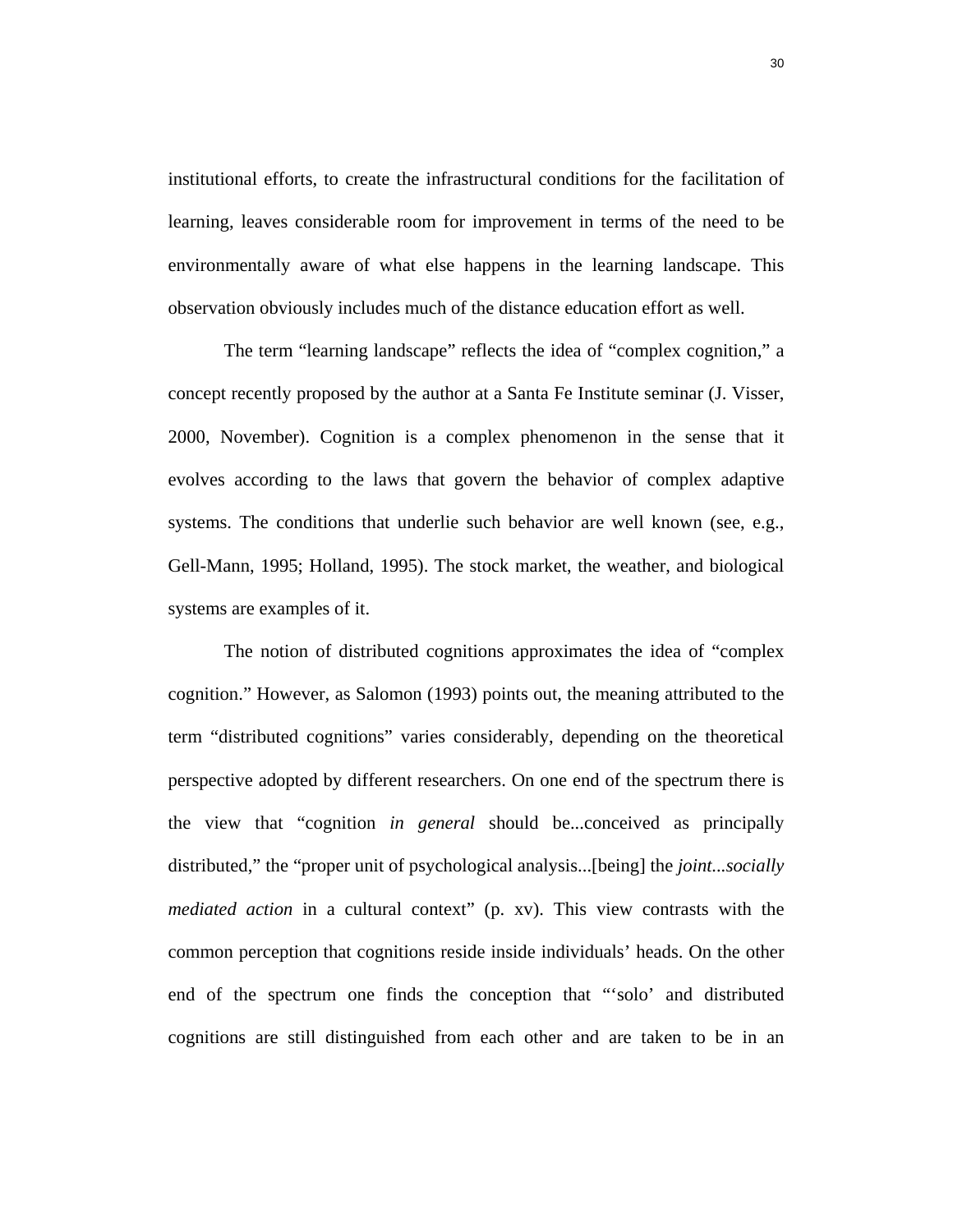institutional efforts, to create the infrastructural conditions for the facilitation of learning, leaves considerable room for improvement in terms of the need to be environmentally aware of what else happens in the learning landscape. This observation obviously includes much of the distance education effort as well.

The term “learning landscape” reflects the idea of “complex cognition,” a concept recently proposed by the author at a Santa Fe Institute seminar (J. Visser, 2000, November). Cognition is a complex phenomenon in the sense that it evolves according to the laws that govern the behavior of complex adaptive systems. The conditions that underlie such behavior are well known (see, e.g., Gell-Mann, 1995; Holland, 1995). The stock market, the weather, and biological systems are examples of it.

The notion of distributed cognitions approximates the idea of “complex cognition.” However, as Salomon (1993) points out, the meaning attributed to the term “distributed cognitions” varies considerably, depending on the theoretical perspective adopted by different researchers. On one end of the spectrum there is the view that “cognition *in general* should be...conceived as principally distributed,” the “proper unit of psychological analysis...[being] the *joint...socially mediated action* in a cultural context” (p. xv). This view contrasts with the common perception that cognitions reside inside individuals’ heads. On the other end of the spectrum one finds the conception that “‘solo’ and distributed cognitions are still distinguished from each other and are taken to be in an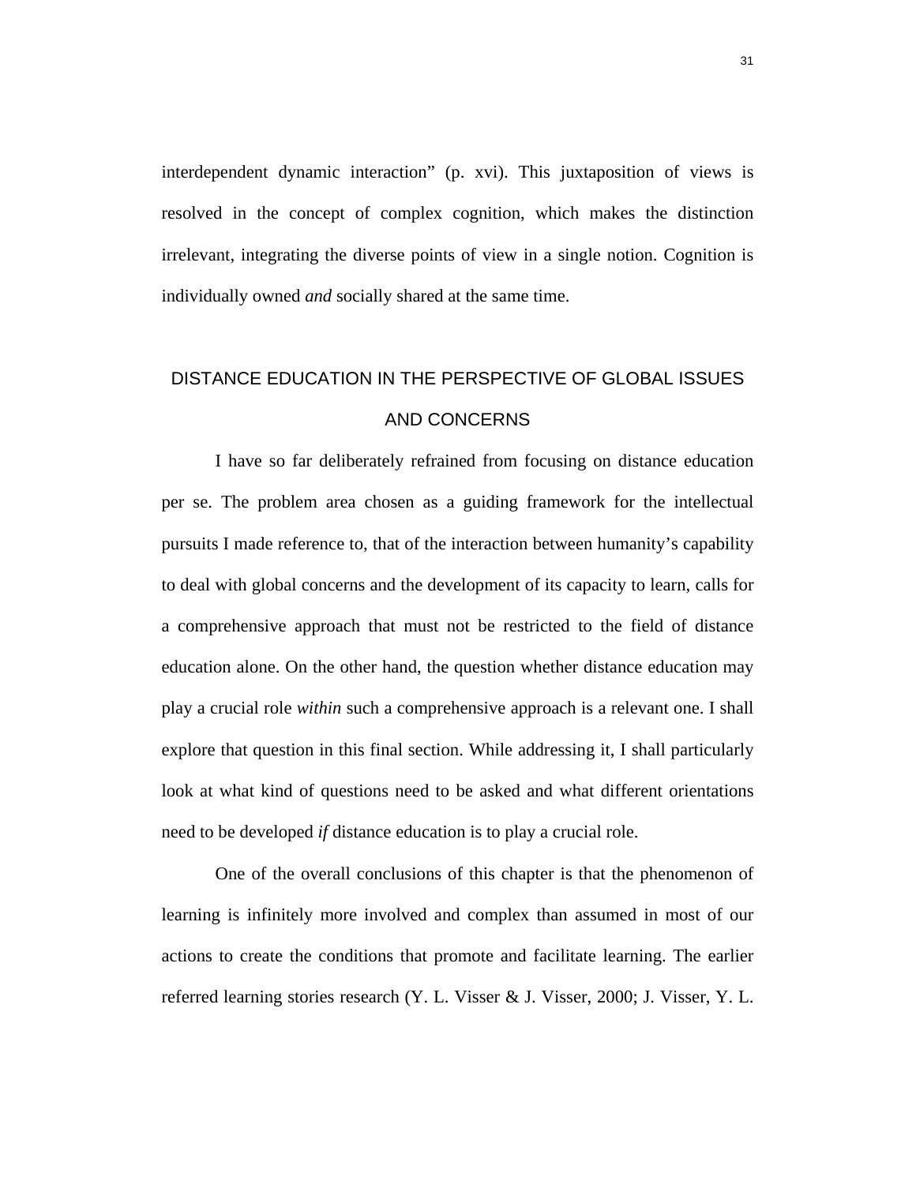interdependent dynamic interaction" (p. xvi). This juxtaposition of views is resolved in the concept of complex cognition, which makes the distinction irrelevant, integrating the diverse points of view in a single notion. Cognition is individually owned *and* socially shared at the same time.

## DISTANCE EDUCATION IN THE PERSPECTIVE OF GLOBAL ISSUES AND CONCERNS

I have so far deliberately refrained from focusing on distance education per se. The problem area chosen as a guiding framework for the intellectual pursuits I made reference to, that of the interaction between humanity's capability to deal with global concerns and the development of its capacity to learn, calls for a comprehensive approach that must not be restricted to the field of distance education alone. On the other hand, the question whether distance education may play a crucial role *within* such a comprehensive approach is a relevant one. I shall explore that question in this final section. While addressing it, I shall particularly look at what kind of questions need to be asked and what different orientations need to be developed *if* distance education is to play a crucial role.

One of the overall conclusions of this chapter is that the phenomenon of learning is infinitely more involved and complex than assumed in most of our actions to create the conditions that promote and facilitate learning. The earlier referred learning stories research (Y. L. Visser & J. Visser, 2000; J. Visser, Y. L.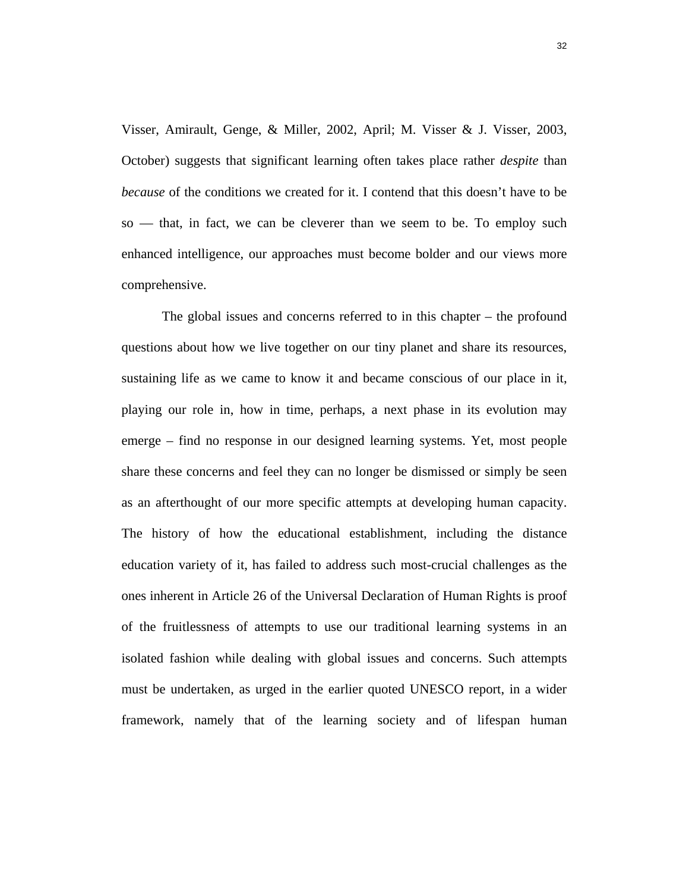Visser, Amirault, Genge, & Miller, 2002, April; M. Visser & J. Visser, 2003, October) suggests that significant learning often takes place rather *despite* than *because* of the conditions we created for it. I contend that this doesn't have to be so — that, in fact, we can be cleverer than we seem to be. To employ such enhanced intelligence, our approaches must become bolder and our views more comprehensive.

The global issues and concerns referred to in this chapter – the profound questions about how we live together on our tiny planet and share its resources, sustaining life as we came to know it and became conscious of our place in it, playing our role in, how in time, perhaps, a next phase in its evolution may emerge – find no response in our designed learning systems. Yet, most people share these concerns and feel they can no longer be dismissed or simply be seen as an afterthought of our more specific attempts at developing human capacity. The history of how the educational establishment, including the distance education variety of it, has failed to address such most-crucial challenges as the ones inherent in Article 26 of the Universal Declaration of Human Rights is proof of the fruitlessness of attempts to use our traditional learning systems in an isolated fashion while dealing with global issues and concerns. Such attempts must be undertaken, as urged in the earlier quoted UNESCO report, in a wider framework, namely that of the learning society and of lifespan human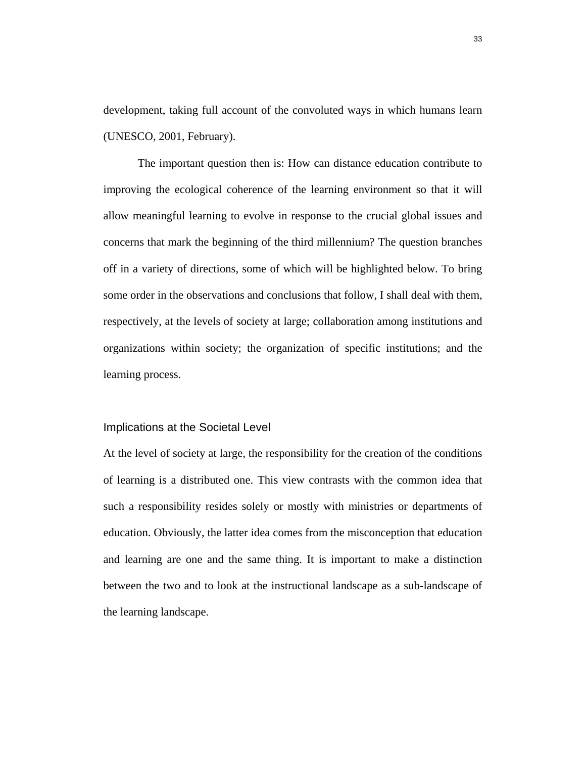development, taking full account of the convoluted ways in which humans learn (UNESCO, 2001, February).

The important question then is: How can distance education contribute to improving the ecological coherence of the learning environment so that it will allow meaningful learning to evolve in response to the crucial global issues and concerns that mark the beginning of the third millennium? The question branches off in a variety of directions, some of which will be highlighted below. To bring some order in the observations and conclusions that follow, I shall deal with them, respectively, at the levels of society at large; collaboration among institutions and organizations within society; the organization of specific institutions; and the learning process.

## Implications at the Societal Level

At the level of society at large, the responsibility for the creation of the conditions of learning is a distributed one. This view contrasts with the common idea that such a responsibility resides solely or mostly with ministries or departments of education. Obviously, the latter idea comes from the misconception that education and learning are one and the same thing. It is important to make a distinction between the two and to look at the instructional landscape as a sub-landscape of the learning landscape.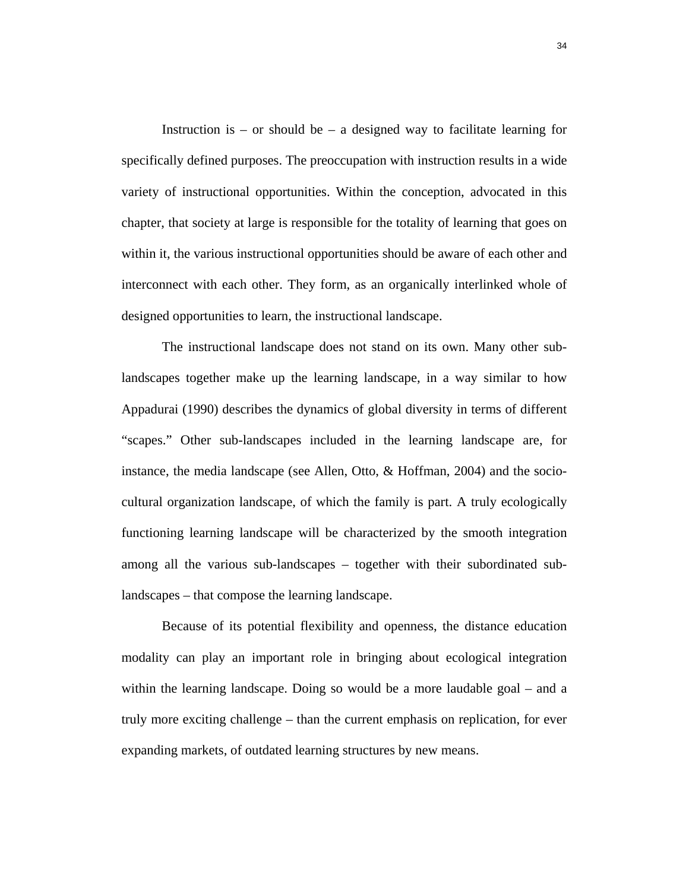Instruction is – or should be – a designed way to facilitate learning for specifically defined purposes. The preoccupation with instruction results in a wide variety of instructional opportunities. Within the conception, advocated in this chapter, that society at large is responsible for the totality of learning that goes on within it, the various instructional opportunities should be aware of each other and interconnect with each other. They form, as an organically interlinked whole of designed opportunities to learn, the instructional landscape.

The instructional landscape does not stand on its own. Many other sub-landscapes together make up the learning landscape, in a way similar to how Appadurai (1990) describes the dynamics of global diversity in terms of different "scapes." Other sub-landscapes included in the learning landscape are, for instance, the media landscape (see Allen, Otto, & Hoffman, 2004) and the socio-cultural organization landscape, of which the family is part. A truly ecologically functioning learning landscape will be characterized by the smooth integration among all the various sub-landscapes – together with their subordinated sub-landscapes – that compose the learning landscape.

Because of its potential flexibility and openness, the distance education modality can play an important role in bringing about ecological integration within the learning landscape. Doing so would be a more laudable goal – and a truly more exciting challenge – than the current emphasis on replication, for ever expanding markets, of outdated learning structures by new means.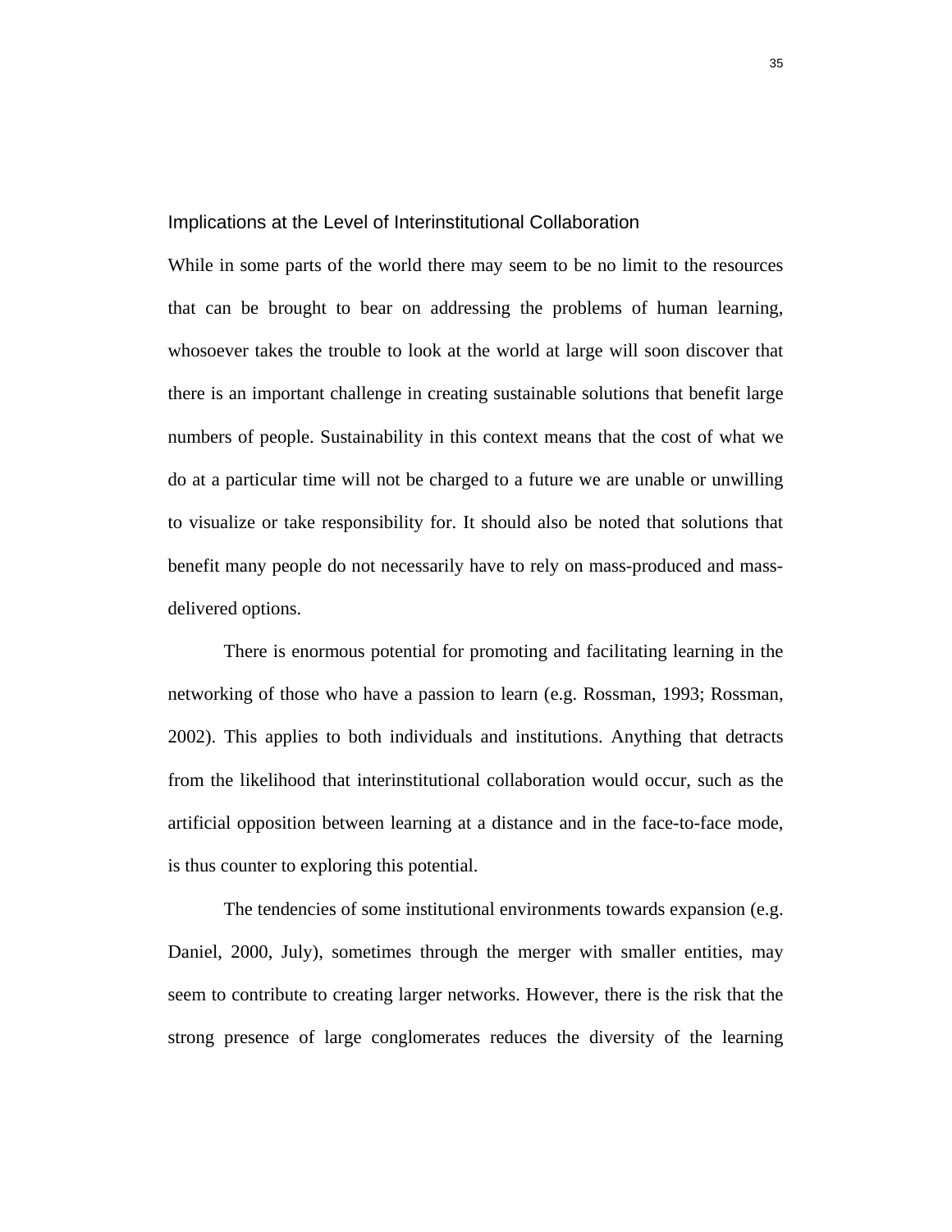## Implications at the Level of Interinstitutional Collaboration

While in some parts of the world there may seem to be no limit to the resources that can be brought to bear on addressing the problems of human learning, whosoever takes the trouble to look at the world at large will soon discover that there is an important challenge in creating sustainable solutions that benefit large numbers of people. Sustainability in this context means that the cost of what we do at a particular time will not be charged to a future we are unable or unwilling to visualize or take responsibility for. It should also be noted that solutions that benefit many people do not necessarily have to rely on mass-produced and mass-delivered options.

There is enormous potential for promoting and facilitating learning in the networking of those who have a passion to learn (e.g. Rossman, 1993; Rossman, 2002). This applies to both individuals and institutions. Anything that detracts from the likelihood that interinstitutional collaboration would occur, such as the artificial opposition between learning at a distance and in the face-to-face mode, is thus counter to exploring this potential.

The tendencies of some institutional environments towards expansion (e.g. Daniel, 2000, July), sometimes through the merger with smaller entities, may seem to contribute to creating larger networks. However, there is the risk that the strong presence of large conglomerates reduces the diversity of the learning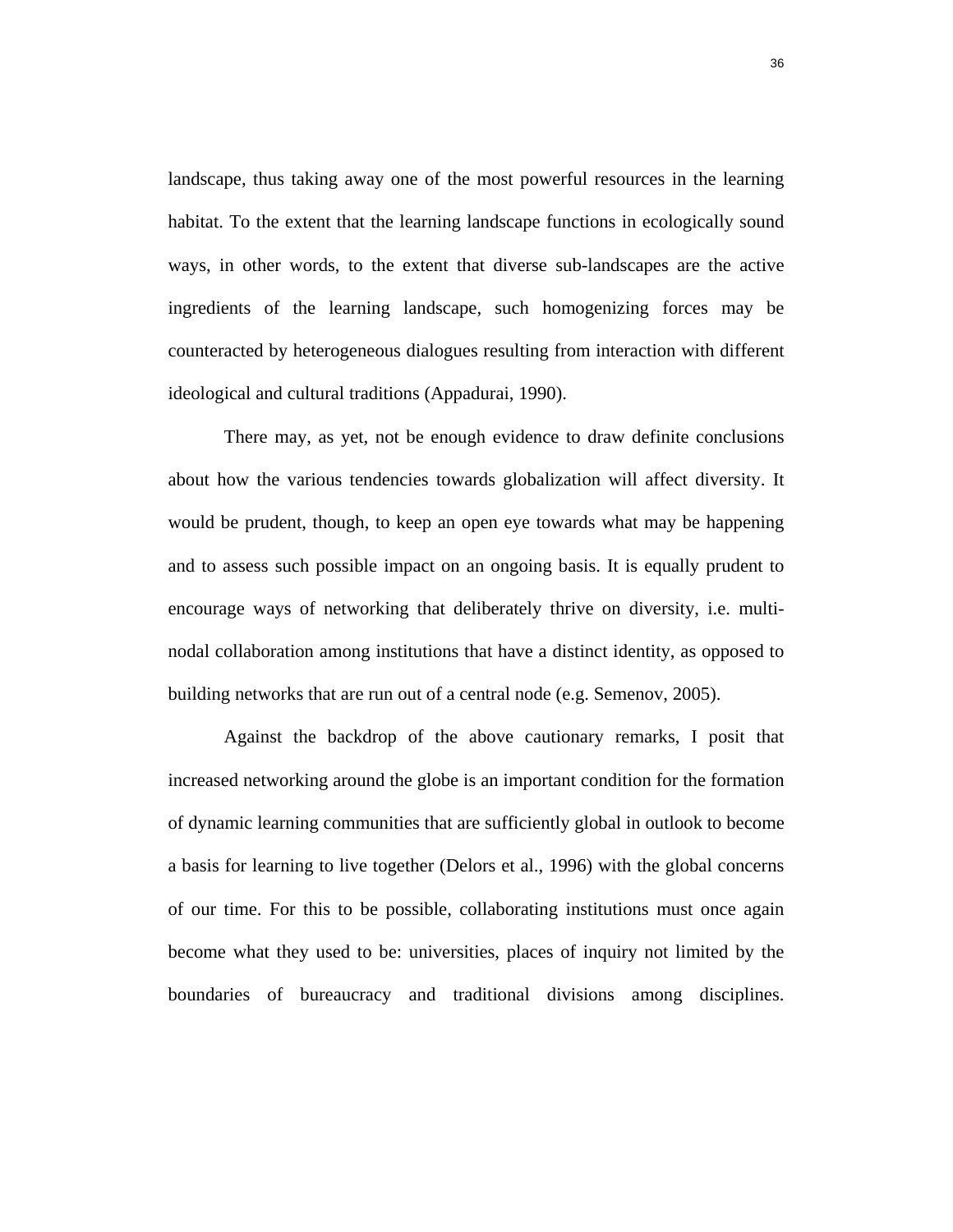landscape, thus taking away one of the most powerful resources in the learning habitat. To the extent that the learning landscape functions in ecologically sound ways, in other words, to the extent that diverse sub-landscapes are the active ingredients of the learning landscape, such homogenizing forces may be counteracted by heterogeneous dialogues resulting from interaction with different ideological and cultural traditions (Appadurai, 1990).

There may, as yet, not be enough evidence to draw definite conclusions about how the various tendencies towards globalization will affect diversity. It would be prudent, though, to keep an open eye towards what may be happening and to assess such possible impact on an ongoing basis. It is equally prudent to encourage ways of networking that deliberately thrive on diversity, i.e. multi-nodal collaboration among institutions that have a distinct identity, as opposed to building networks that are run out of a central node (e.g. Semenov, 2005).

Against the backdrop of the above cautionary remarks, I posit that increased networking around the globe is an important condition for the formation of dynamic learning communities that are sufficiently global in outlook to become a basis for learning to live together (Delors et al., 1996) with the global concerns of our time. For this to be possible, collaborating institutions must once again become what they used to be: universities, places of inquiry not limited by the boundaries of bureaucracy and traditional divisions among disciplines.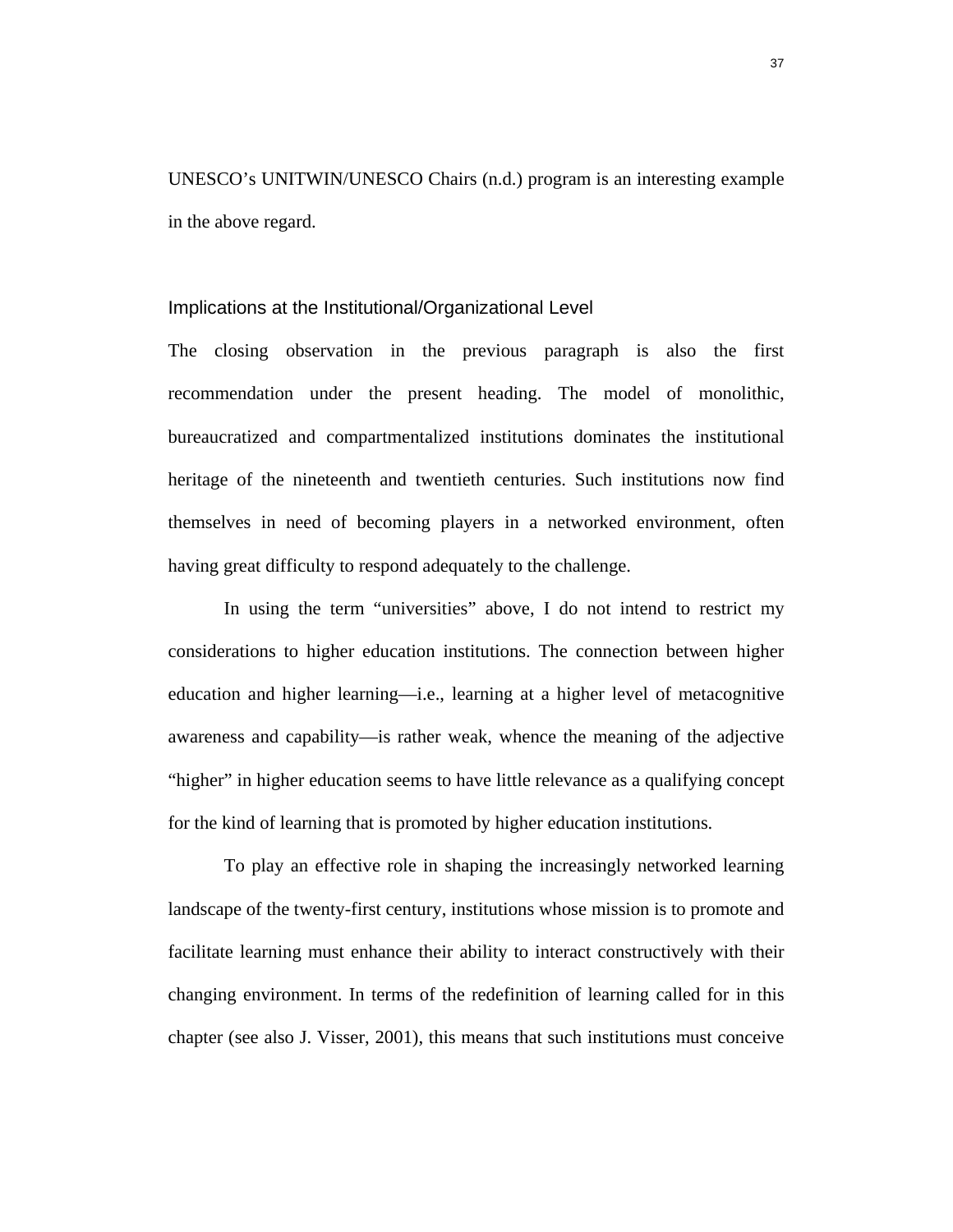UNESCO's UNITWIN/UNESCO Chairs (n.d.) program is an interesting example in the above regard.

### Implications at the Institutional/Organizational Level

The closing observation in the previous paragraph is also the first recommendation under the present heading. The model of monolithic, bureaucratized and compartmentalized institutions dominates the institutional heritage of the nineteenth and twentieth centuries. Such institutions now find themselves in need of becoming players in a networked environment, often having great difficulty to respond adequately to the challenge.

In using the term "universities" above, I do not intend to restrict my considerations to higher education institutions. The connection between higher education and higher learning—i.e., learning at a higher level of metacognitive awareness and capability—is rather weak, whence the meaning of the adjective "higher" in higher education seems to have little relevance as a qualifying concept for the kind of learning that is promoted by higher education institutions.

To play an effective role in shaping the increasingly networked learning landscape of the twenty-first century, institutions whose mission is to promote and facilitate learning must enhance their ability to interact constructively with their changing environment. In terms of the redefinition of learning called for in this chapter (see also J. Visser, 2001), this means that such institutions must conceive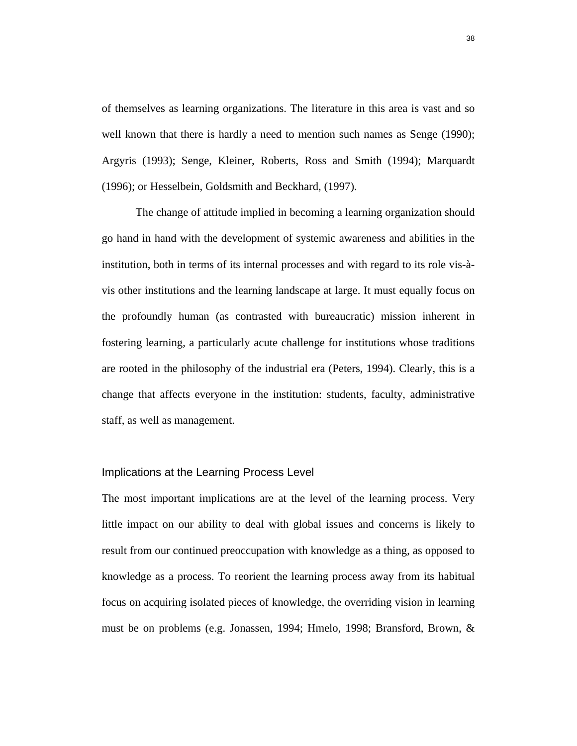of themselves as learning organizations. The literature in this area is vast and so well known that there is hardly a need to mention such names as Senge (1990); Argyris (1993); Senge, Kleiner, Roberts, Ross and Smith (1994); Marquardt (1996); or Hesselbein, Goldsmith and Beckhard, (1997).

The change of attitude implied in becoming a learning organization should go hand in hand with the development of systemic awareness and abilities in the institution, both in terms of its internal processes and with regard to its role vis-à-vis other institutions and the learning landscape at large. It must equally focus on the profoundly human (as contrasted with bureaucratic) mission inherent in fostering learning, a particularly acute challenge for institutions whose traditions are rooted in the philosophy of the industrial era (Peters, 1994). Clearly, this is a change that affects everyone in the institution: students, faculty, administrative staff, as well as management.

## Implications at the Learning Process Level

The most important implications are at the level of the learning process. Very little impact on our ability to deal with global issues and concerns is likely to result from our continued preoccupation with knowledge as a thing, as opposed to knowledge as a process. To reorient the learning process away from its habitual focus on acquiring isolated pieces of knowledge, the overriding vision in learning must be on problems (e.g. Jonassen, 1994; Hmelo, 1998; Bransford, Brown, &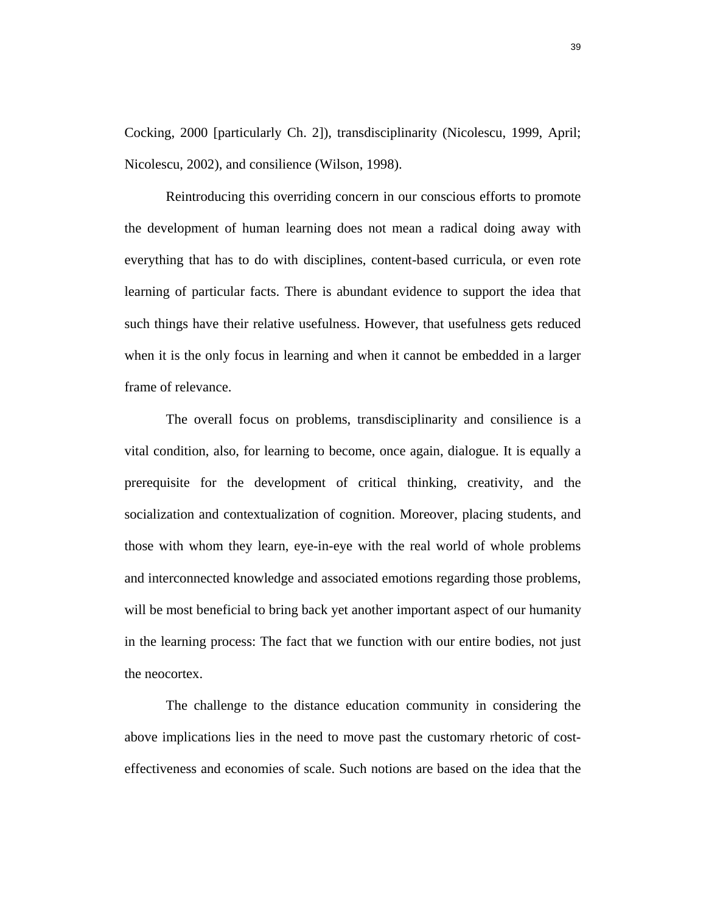Cocking, 2000 [particularly Ch. 2]), transdisciplinarity (Nicolescu, 1999, April; Nicolescu, 2002), and consilience (Wilson, 1998).

Reintroducing this overriding concern in our conscious efforts to promote the development of human learning does not mean a radical doing away with everything that has to do with disciplines, content-based curricula, or even rote learning of particular facts. There is abundant evidence to support the idea that such things have their relative usefulness. However, that usefulness gets reduced when it is the only focus in learning and when it cannot be embedded in a larger frame of relevance.

The overall focus on problems, transdisciplinarity and consilience is a vital condition, also, for learning to become, once again, dialogue. It is equally a prerequisite for the development of critical thinking, creativity, and the socialization and contextualization of cognition. Moreover, placing students, and those with whom they learn, eye-in-eye with the real world of whole problems and interconnected knowledge and associated emotions regarding those problems, will be most beneficial to bring back yet another important aspect of our humanity in the learning process: The fact that we function with our entire bodies, not just the neocortex.

The challenge to the distance education community in considering the above implications lies in the need to move past the customary rhetoric of cost-effectiveness and economies of scale. Such notions are based on the idea that the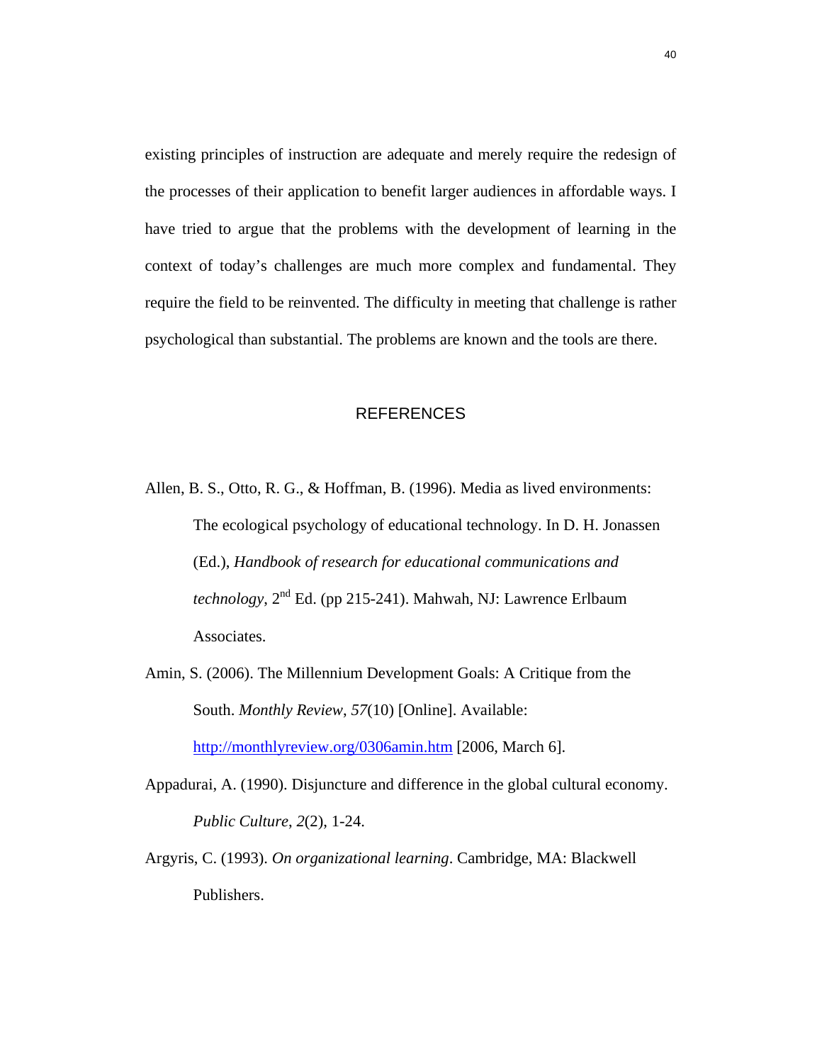existing principles of instruction are adequate and merely require the redesign of the processes of their application to benefit larger audiences in affordable ways. I have tried to argue that the problems with the development of learning in the context of today's challenges are much more complex and fundamental. They require the field to be reinvented. The difficulty in meeting that challenge is rather psychological than substantial. The problems are known and the tools are there.

## REFERENCES

Allen, B. S., Otto, R. G., & Hoffman, B. (1996). Media as lived environments: The ecological psychology of educational technology. In D. H. Jonassen (Ed.), *Handbook of research for educational communications and technology*, 2nd Ed. (pp 215-241). Mahwah, NJ: Lawrence Erlbaum Associates.

Amin, S. (2006). The Millennium Development Goals: A Critique from the South. *Monthly Review*, *57*(10) [Online]. Available: http://monthlyreview.org/0306amin.htm [2006, March 6].

Appadurai, A. (1990). Disjuncture and difference in the global cultural economy. *Public Culture*, *2*(2), 1-24.

Argyris, C. (1993). *On organizational learning*. Cambridge, MA: Blackwell Publishers.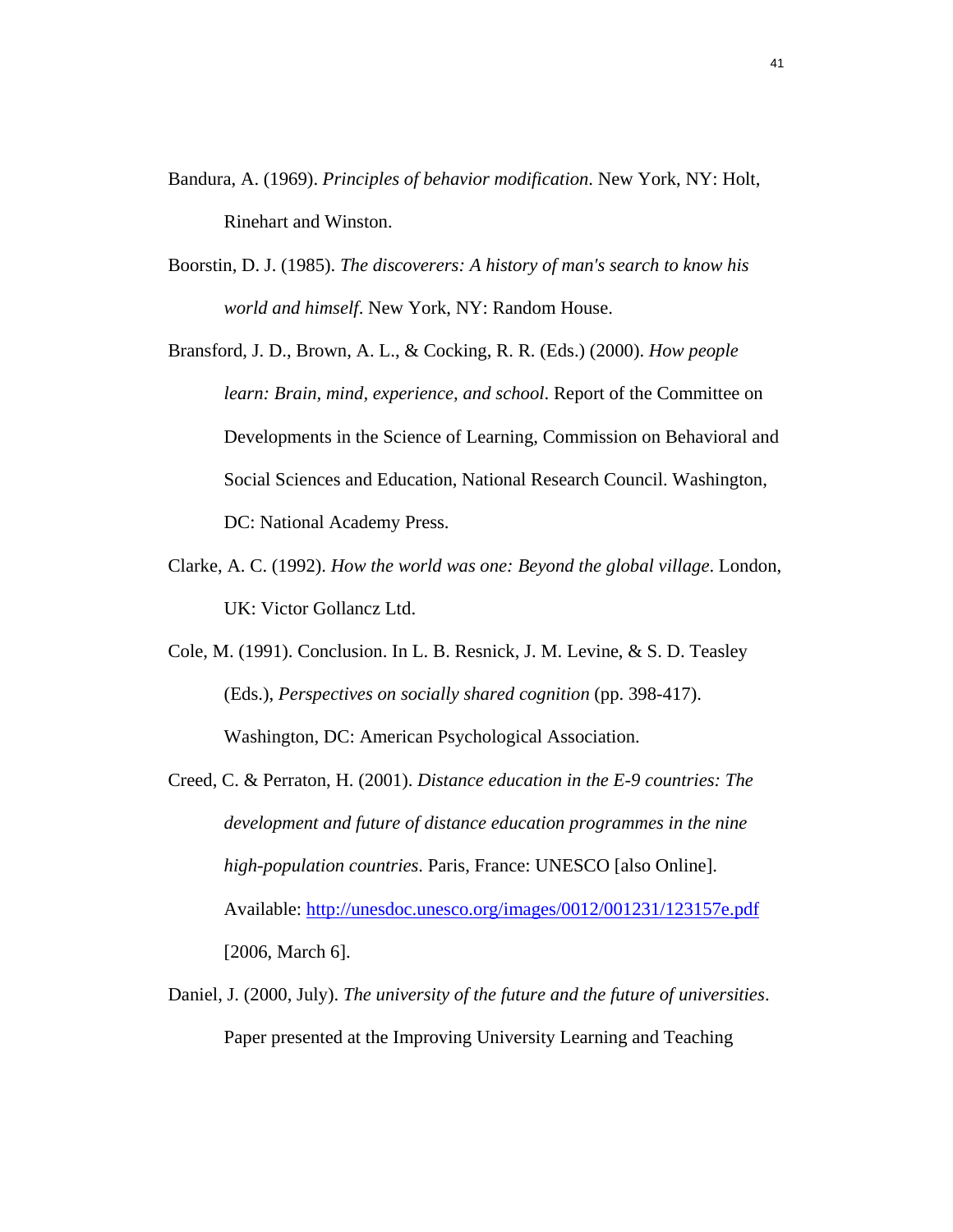Bandura, A. (1969). *Principles of behavior modification*. New York, NY: Holt, Rinehart and Winston.

Boorstin, D. J. (1985). *The discoverers: A history of man's search to know his world and himself*. New York, NY: Random House.

Bransford, J. D., Brown, A. L., & Cocking, R. R. (Eds.) (2000). *How people learn: Brain, mind, experience, and school*. Report of the Committee on Developments in the Science of Learning, Commission on Behavioral and Social Sciences and Education, National Research Council. Washington, DC: National Academy Press.

Clarke, A. C. (1992). *How the world was one: Beyond the global village*. London, UK: Victor Gollancz Ltd.

Cole, M. (1991). Conclusion. In L. B. Resnick, J. M. Levine, & S. D. Teasley (Eds.), *Perspectives on socially shared cognition* (pp. 398-417). Washington, DC: American Psychological Association.

Creed, C. & Perraton, H. (2001). *Distance education in the E-9 countries: The development and future of distance education programmes in the nine high-population countries*. Paris, France: UNESCO [also Online]. Available: http://unesdoc.unesco.org/images/0012/001231/123157e.pdf [2006, March 6].

Daniel, J. (2000, July). *The university of the future and the future of universities*. Paper presented at the Improving University Learning and Teaching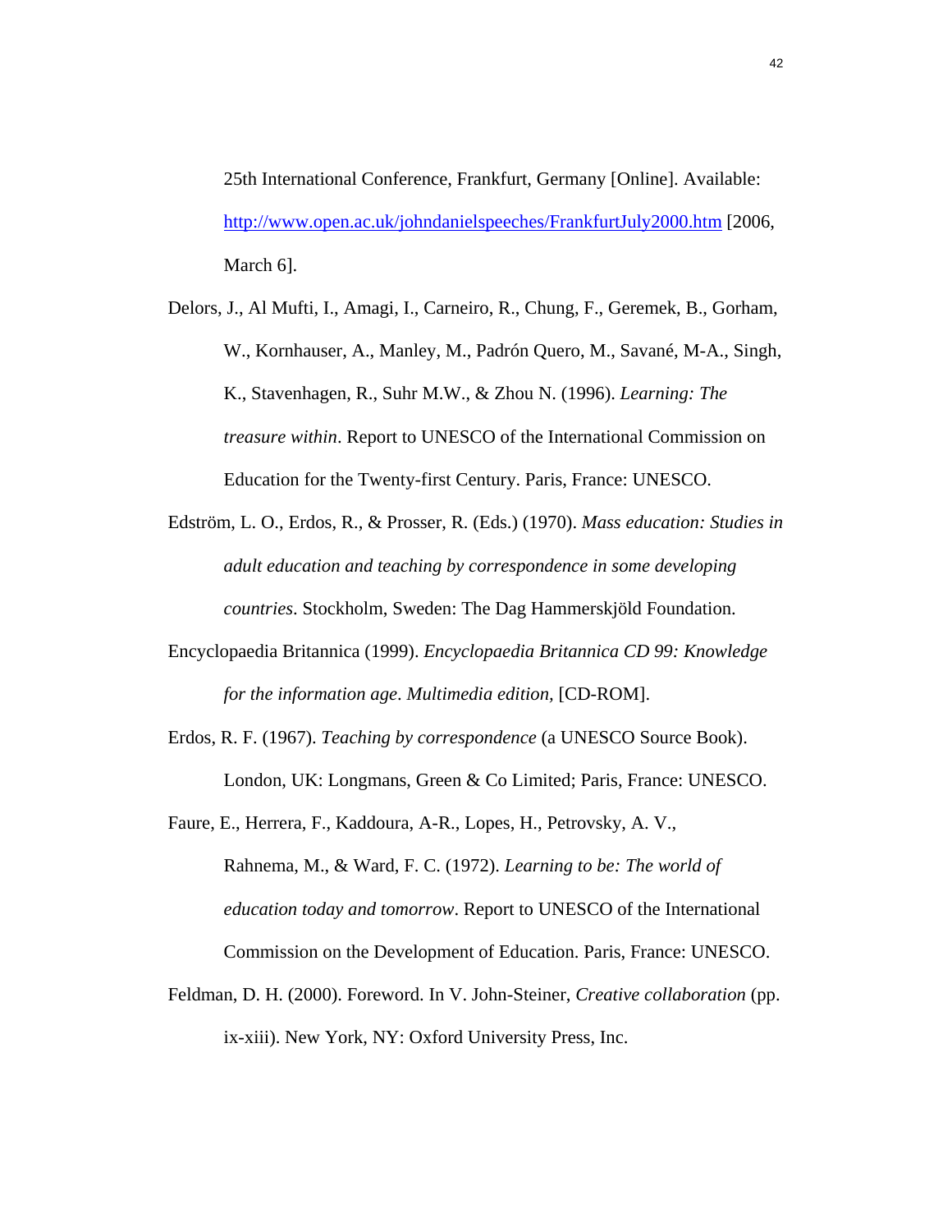25th International Conference, Frankfurt, Germany [Online]. Available: http://www.open.ac.uk/johndanielspeeches/FrankfurtJuly2000.htm [2006, March 6].

Delors, J., Al Mufti, I., Amagi, I., Carneiro, R., Chung, F., Geremek, B., Gorham, W., Kornhauser, A., Manley, M., Padrón Quero, M., Savané, M-A., Singh, K., Stavenhagen, R., Suhr M.W., & Zhou N. (1996). *Learning: The treasure within*. Report to UNESCO of the International Commission on Education for the Twenty-first Century. Paris, France: UNESCO.

Edström, L. O., Erdos, R., & Prosser, R. (Eds.) (1970). *Mass education: Studies in adult education and teaching by correspondence in some developing countries*. Stockholm, Sweden: The Dag Hammerskjöld Foundation.

Encyclopaedia Britannica (1999). *Encyclopaedia Britannica CD 99: Knowledge for the information age*. *Multimedia edition*, [CD-ROM].

Erdos, R. F. (1967). *Teaching by correspondence* (a UNESCO Source Book). London, UK: Longmans, Green & Co Limited; Paris, France: UNESCO.

Faure, E., Herrera, F., Kaddoura, A-R., Lopes, H., Petrovsky, A. V., Rahnema, M., & Ward, F. C. (1972). *Learning to be: The world of education today and tomorrow*. Report to UNESCO of the International Commission on the Development of Education. Paris, France: UNESCO.

Feldman, D. H. (2000). Foreword. In V. John-Steiner, *Creative collaboration* (pp. ix-xiii). New York, NY: Oxford University Press, Inc.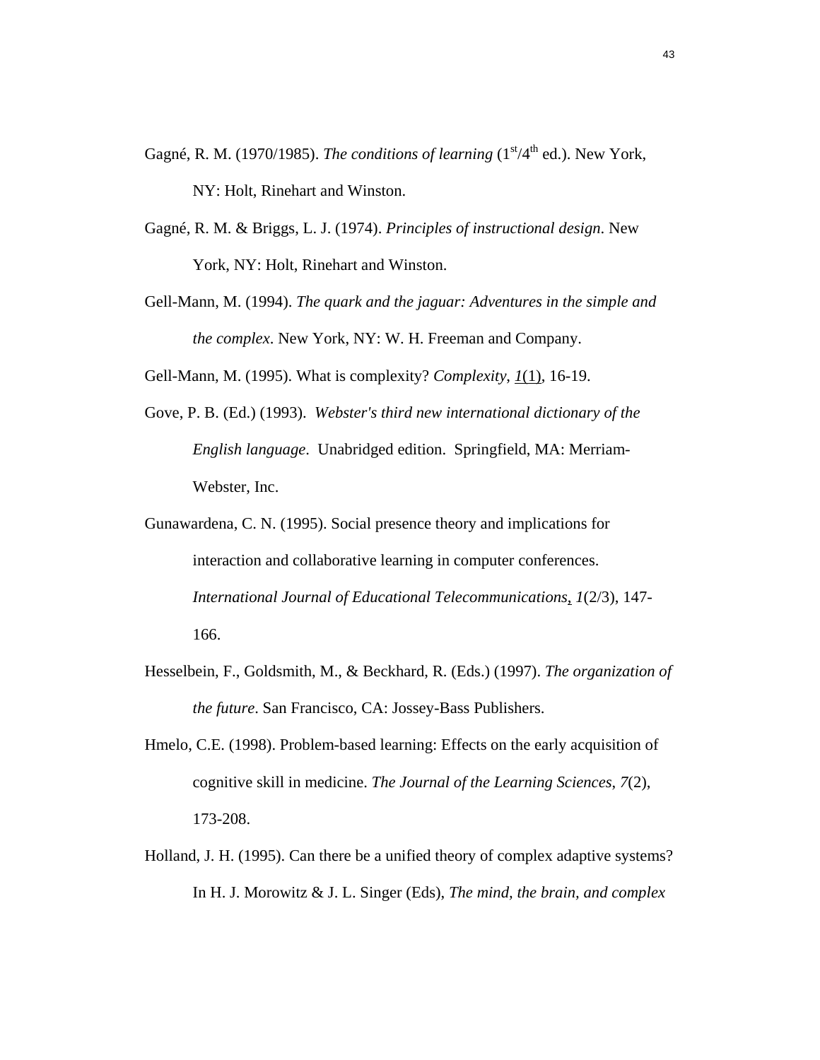Gagné, R. M. (1970/1985). *The conditions of learning* (1st/4th ed.). New York, NY: Holt, Rinehart and Winston.

Gagné, R. M. & Briggs, L. J. (1974). *Principles of instructional design*. New York, NY: Holt, Rinehart and Winston.

Gell-Mann, M. (1994). *The quark and the jaguar: Adventures in the simple and the complex*. New York, NY: W. H. Freeman and Company.

Gell-Mann, M. (1995). What is complexity? *Complexity*, *1*(1), 16-19.

Gove, P. B. (Ed.) (1993). *Webster's third new international dictionary of the English language*. Unabridged edition. Springfield, MA: Merriam-Webster, Inc.

Gunawardena, C. N. (1995). Social presence theory and implications for interaction and collaborative learning in computer conferences. *International Journal of Educational Telecommunications*, *1*(2/3), 147-166.

Hesselbein, F., Goldsmith, M., & Beckhard, R. (Eds.) (1997). *The organization of the future*. San Francisco, CA: Jossey-Bass Publishers.

Hmelo, C.E. (1998). Problem-based learning: Effects on the early acquisition of cognitive skill in medicine. *The Journal of the Learning Sciences*, *7*(2), 173-208.

Holland, J. H. (1995). Can there be a unified theory of complex adaptive systems? In H. J. Morowitz & J. L. Singer (Eds), *The mind, the brain, and complex*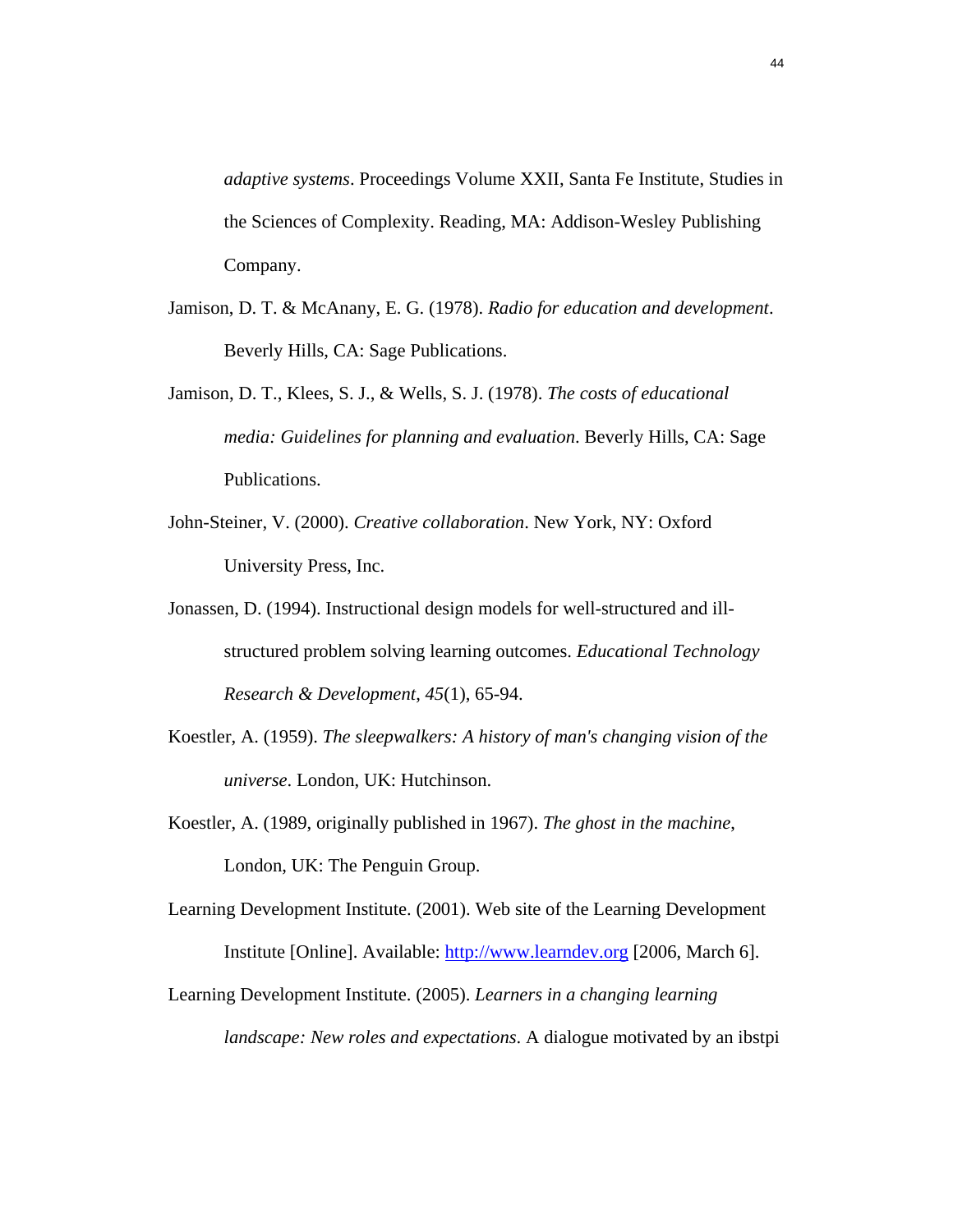*adaptive systems*. Proceedings Volume XXII, Santa Fe Institute, Studies in the Sciences of Complexity. Reading, MA: Addison-Wesley Publishing Company.

Jamison, D. T. & McAnany, E. G. (1978). *Radio for education and development*. Beverly Hills, CA: Sage Publications.

Jamison, D. T., Klees, S. J., & Wells, S. J. (1978). *The costs of educational media: Guidelines for planning and evaluation*. Beverly Hills, CA: Sage Publications.

John-Steiner, V. (2000). *Creative collaboration*. New York, NY: Oxford University Press, Inc.

Jonassen, D. (1994). Instructional design models for well-structured and ill-structured problem solving learning outcomes. *Educational Technology Research & Development*, *45*(1), 65-94.

Koestler, A. (1959). *The sleepwalkers: A history of man's changing vision of the universe*. London, UK: Hutchinson.

Koestler, A. (1989, originally published in 1967). *The ghost in the machine*, London, UK: The Penguin Group.

Learning Development Institute. (2001). Web site of the Learning Development Institute [Online]. Available: http://www.learndev.org [2006, March 6].

Learning Development Institute. (2005). *Learners in a changing learning landscape: New roles and expectations*. A dialogue motivated by an ibstpi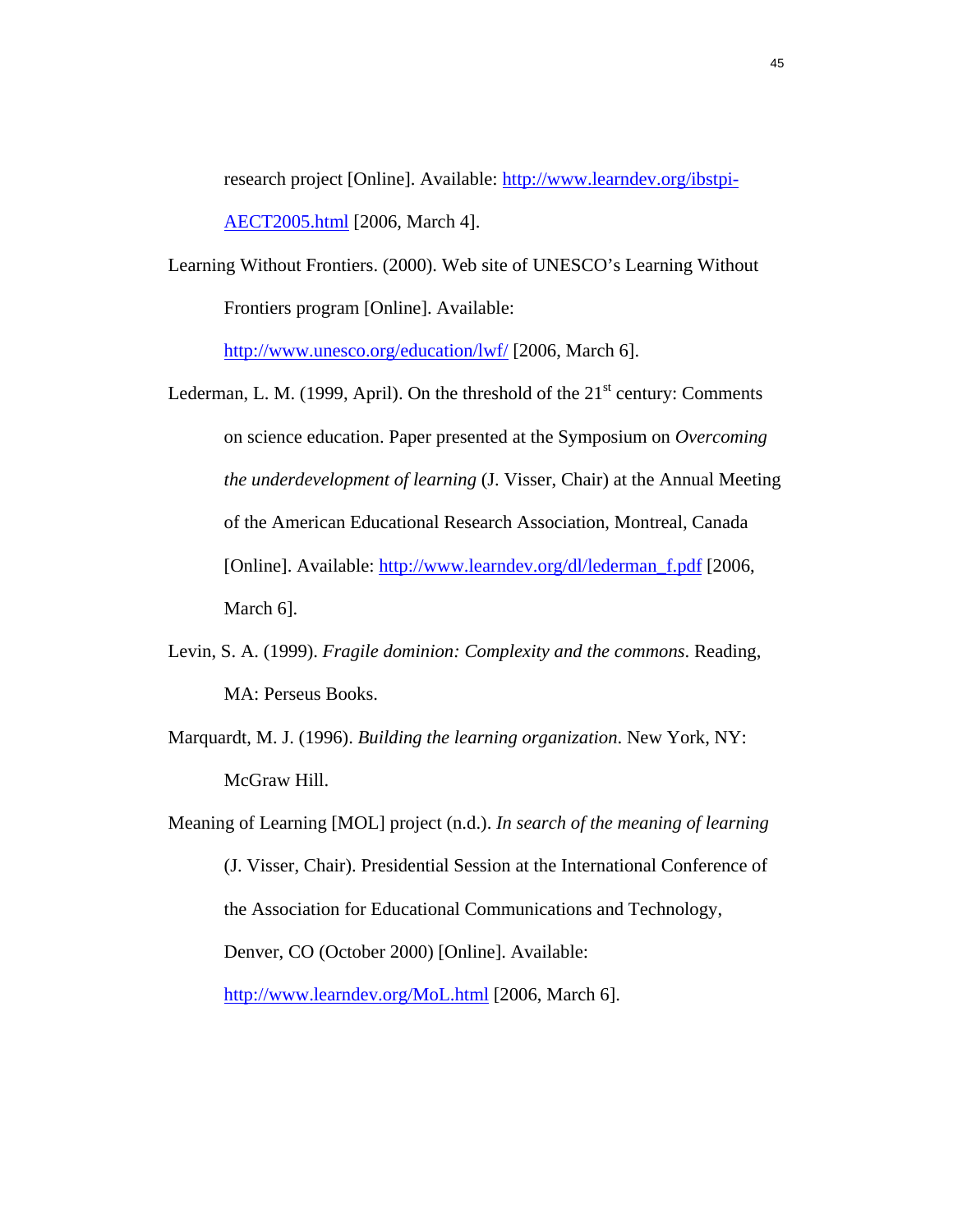research project [Online]. Available: http://www.learndev.org/ibstpi-AECT2005.html [2006, March 4].

Learning Without Frontiers. (2000). Web site of UNESCO's Learning Without Frontiers program [Online]. Available: http://www.unesco.org/education/lwf/ [2006, March 6].

Lederman, L. M. (1999, April). On the threshold of the 21st century: Comments on science education. Paper presented at the Symposium on *Overcoming the underdevelopment of learning* (J. Visser, Chair) at the Annual Meeting of the American Educational Research Association, Montreal, Canada [Online]. Available: http://www.learndev.org/dl/lederman_f.pdf [2006, March 6].

Levin, S. A. (1999). *Fragile dominion: Complexity and the commons*. Reading, MA: Perseus Books.

Marquardt, M. J. (1996). *Building the learning organization*. New York, NY: McGraw Hill.

Meaning of Learning [MOL] project (n.d.). *In search of the meaning of learning* (J. Visser, Chair). Presidential Session at the International Conference of the Association for Educational Communications and Technology, Denver, CO (October 2000) [Online]. Available: http://www.learndev.org/MoL.html [2006, March 6].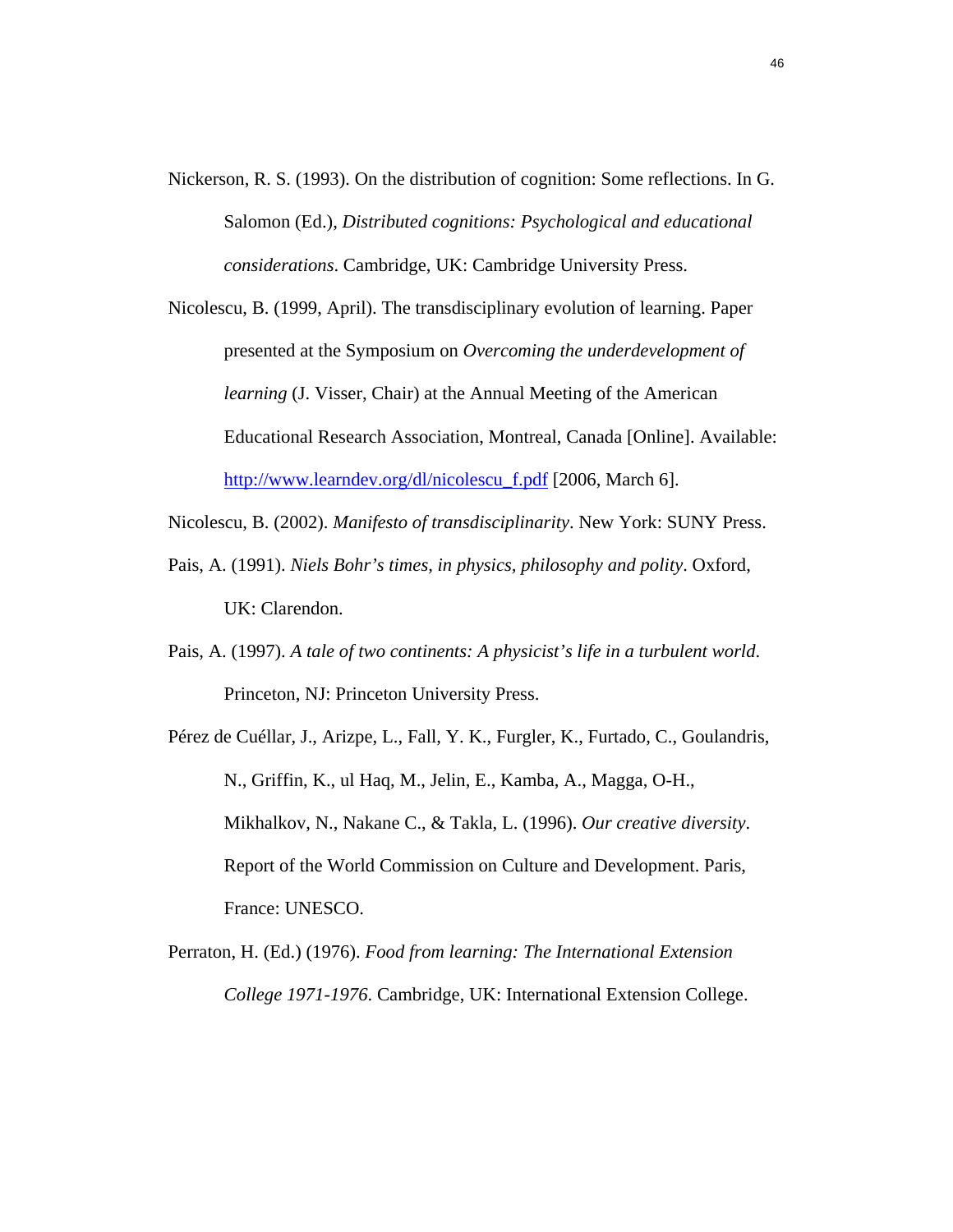Nickerson, R. S. (1993). On the distribution of cognition: Some reflections. In G. Salomon (Ed.), *Distributed cognitions: Psychological and educational considerations*. Cambridge, UK: Cambridge University Press.

Nicolescu, B. (1999, April). The transdisciplinary evolution of learning. Paper presented at the Symposium on *Overcoming the underdevelopment of learning* (J. Visser, Chair) at the Annual Meeting of the American Educational Research Association, Montreal, Canada [Online]. Available: http://www.learndev.org/dl/nicolescu_f.pdf [2006, March 6].

Nicolescu, B. (2002). *Manifesto of transdisciplinarity*. New York: SUNY Press.

Pais, A. (1991). *Niels Bohr's times, in physics, philosophy and polity*. Oxford, UK: Clarendon.

Pais, A. (1997). *A tale of two continents: A physicist's life in a turbulent world*. Princeton, NJ: Princeton University Press.

Pérez de Cuéllar, J., Arizpe, L., Fall, Y. K., Furgler, K., Furtado, C., Goulandris, N., Griffin, K., ul Haq, M., Jelin, E., Kamba, A., Magga, O-H., Mikhalkov, N., Nakane C., & Takla, L. (1996). *Our creative diversity*. Report of the World Commission on Culture and Development. Paris, France: UNESCO.

Perraton, H. (Ed.) (1976). *Food from learning: The International Extension College 1971-1976*. Cambridge, UK: International Extension College.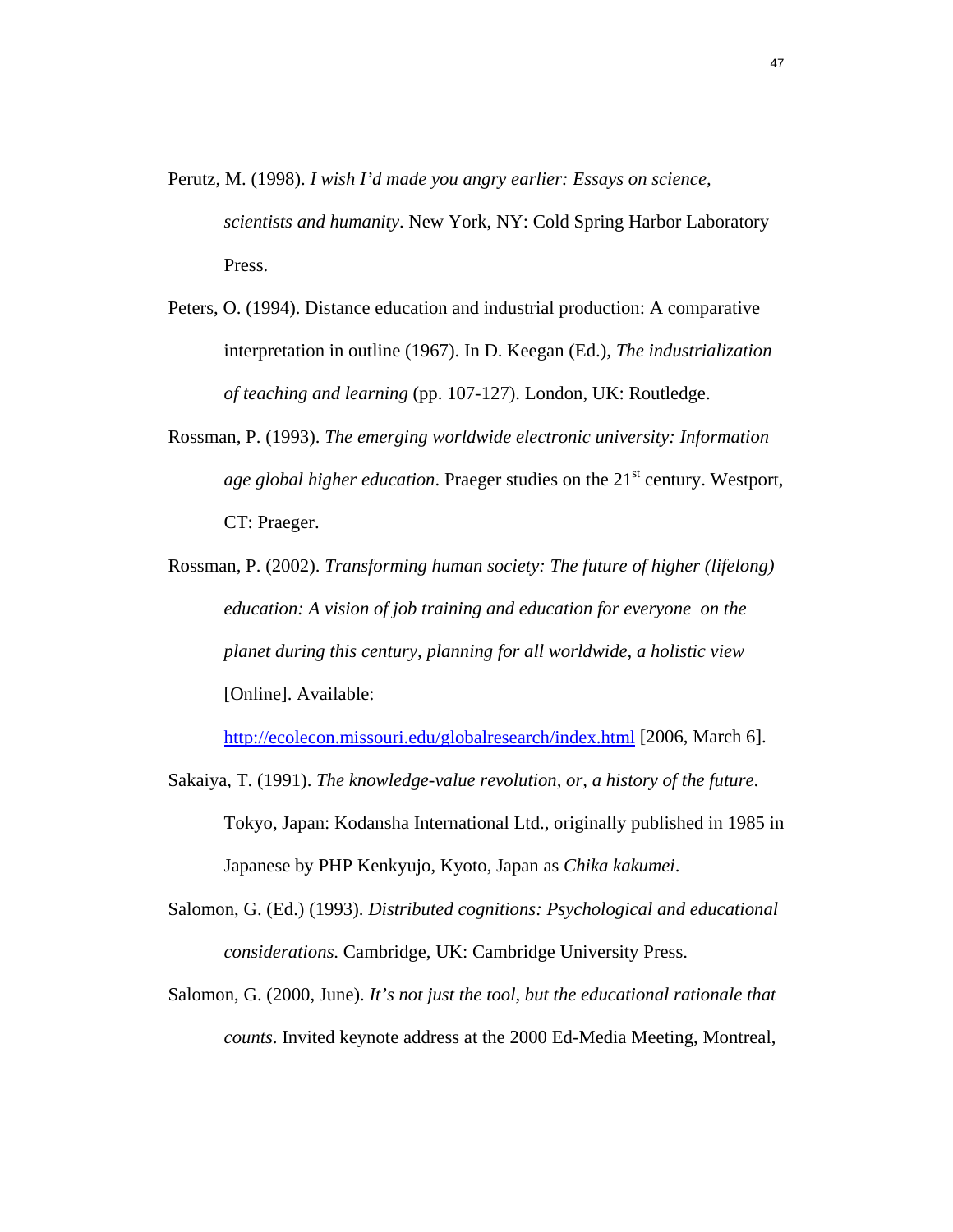Perutz, M. (1998). *I wish I'd made you angry earlier: Essays on science, scientists and humanity*. New York, NY: Cold Spring Harbor Laboratory Press.

Peters, O. (1994). Distance education and industrial production: A comparative interpretation in outline (1967). In D. Keegan (Ed.), *The industrialization of teaching and learning* (pp. 107-127). London, UK: Routledge.

Rossman, P. (1993). *The emerging worldwide electronic university: Information age global higher education*. Praeger studies on the 21st century. Westport, CT: Praeger.

Rossman, P. (2002). *Transforming human society: The future of higher (lifelong) education: A vision of job training and education for everyone on the planet during this century, planning for all worldwide, a holistic view* [Online]. Available: http://ecolecon.missouri.edu/globalresearch/index.html [2006, March 6].

Sakaiya, T. (1991). *The knowledge-value revolution, or, a history of the future*. Tokyo, Japan: Kodansha International Ltd., originally published in 1985 in Japanese by PHP Kenkyujo, Kyoto, Japan as *Chika kakumei*.

Salomon, G. (Ed.) (1993). *Distributed cognitions: Psychological and educational considerations*. Cambridge, UK: Cambridge University Press.

Salomon, G. (2000, June). *It's not just the tool, but the educational rationale that counts*. Invited keynote address at the 2000 Ed-Media Meeting, Montreal,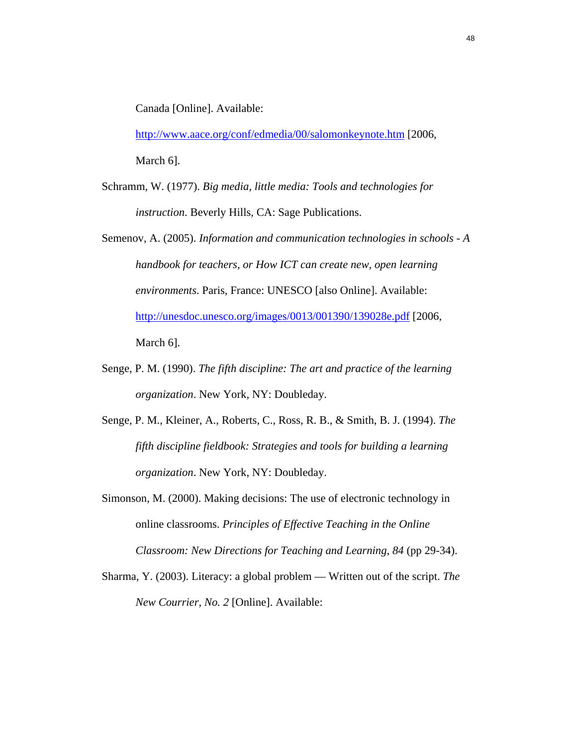Canada [Online]. Available: http://www.aace.org/conf/edmedia/00/salomonkeynote.htm [2006, March 6].

Schramm, W. (1977). *Big media, little media: Tools and technologies for instruction*. Beverly Hills, CA: Sage Publications.

Semenov, A. (2005). *Information and communication technologies in schools - A handbook for teachers, or How ICT can create new, open learning environments*. Paris, France: UNESCO [also Online]. Available: http://unesdoc.unesco.org/images/0013/001390/139028e.pdf [2006, March 6].

Senge, P. M. (1990). *The fifth discipline: The art and practice of the learning organization*. New York, NY: Doubleday.

Senge, P. M., Kleiner, A., Roberts, C., Ross, R. B., & Smith, B. J. (1994). *The fifth discipline fieldbook: Strategies and tools for building a learning organization*. New York, NY: Doubleday.

Simonson, M. (2000). Making decisions: The use of electronic technology in online classrooms. *Principles of Effective Teaching in the Online Classroom: New Directions for Teaching and Learning, 84* (pp 29-34).

Sharma, Y. (2003). Literacy: a global problem — Written out of the script. *The New Courrier, No. 2* [Online]. Available: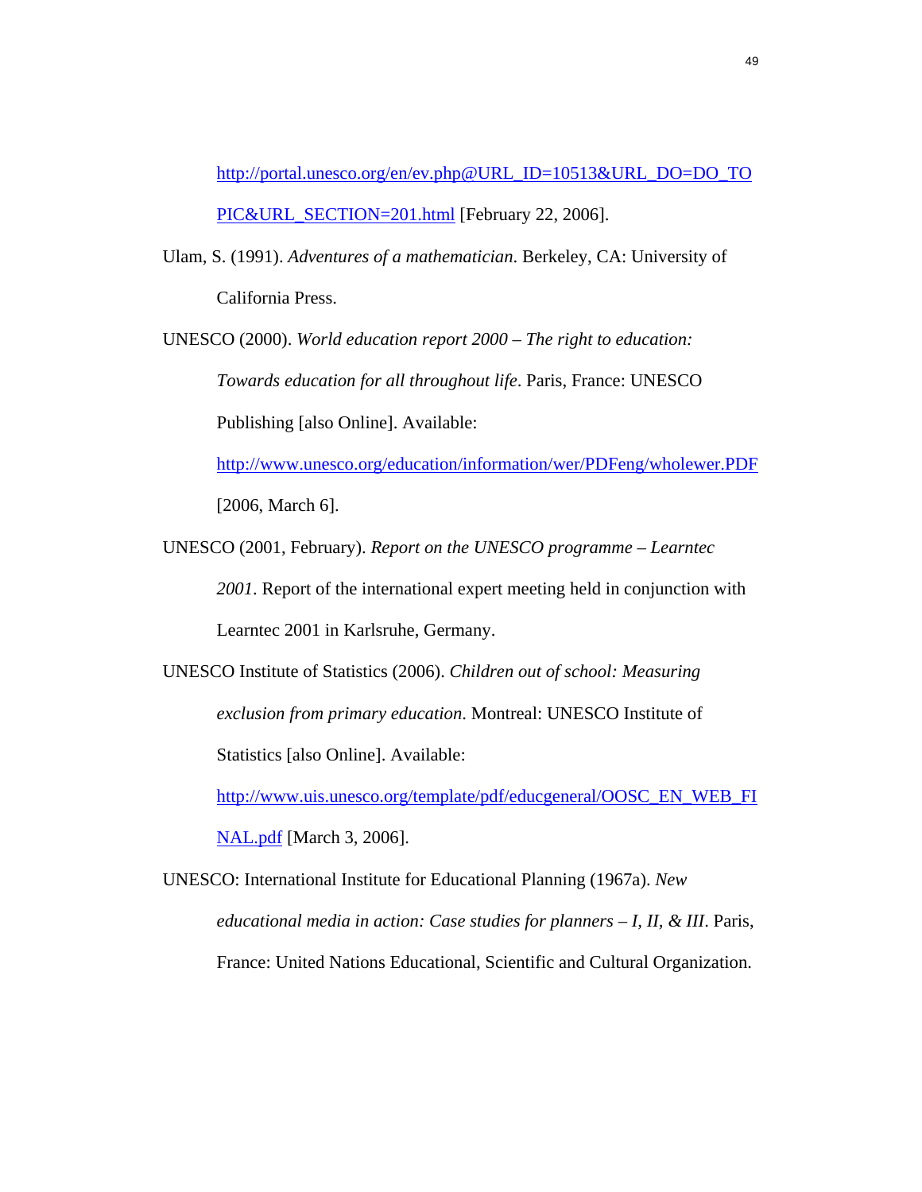http://portal.unesco.org/en/ev.php@URL_ID=10513&URL_DO=DO_TOPIC&URL_SECTION=201.html [February 22, 2006].

Ulam, S. (1991). *Adventures of a mathematician*. Berkeley, CA: University of California Press.

UNESCO (2000). *World education report 2000 – The right to education: Towards education for all throughout life*. Paris, France: UNESCO Publishing [also Online]. Available: http://www.unesco.org/education/information/wer/PDFeng/wholewer.PDF [2006, March 6].

UNESCO (2001, February). *Report on the UNESCO programme – Learntec 2001*. Report of the international expert meeting held in conjunction with Learntec 2001 in Karlsruhe, Germany.

UNESCO Institute of Statistics (2006). *Children out of school: Measuring exclusion from primary education*. Montreal: UNESCO Institute of Statistics [also Online]. Available: http://www.uis.unesco.org/template/pdf/educgeneral/OOSC_EN_WEB_FINAL.pdf [March 3, 2006].

UNESCO: International Institute for Educational Planning (1967a). *New educational media in action: Case studies for planners – I, II, & III*. Paris, France: United Nations Educational, Scientific and Cultural Organization.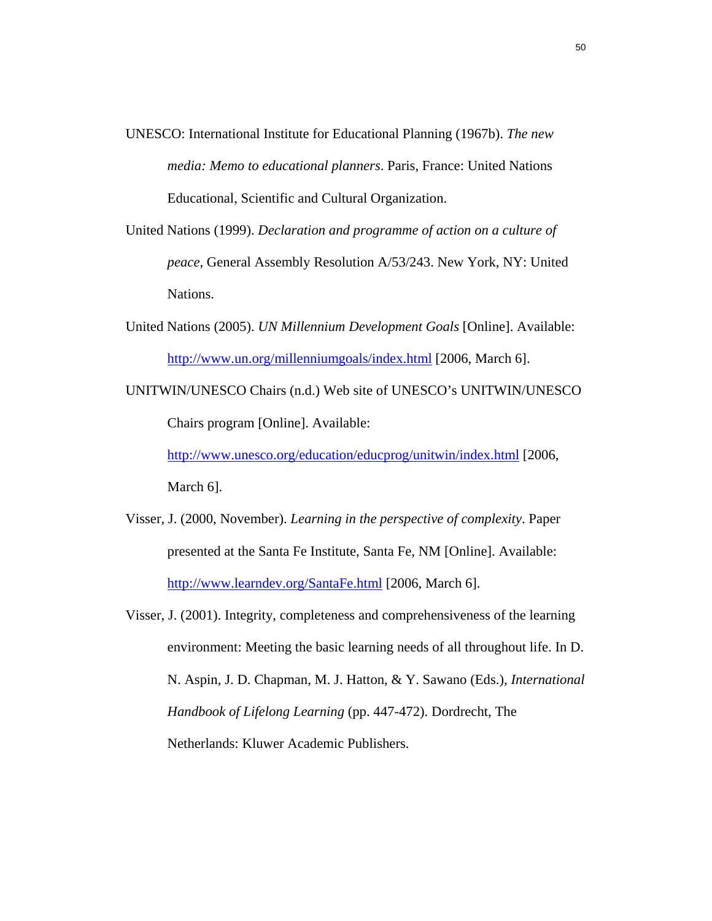UNESCO: International Institute for Educational Planning (1967b). *The new media: Memo to educational planners*. Paris, France: United Nations Educational, Scientific and Cultural Organization.

United Nations (1999). *Declaration and programme of action on a culture of peace*, General Assembly Resolution A/53/243. New York, NY: United Nations.

United Nations (2005). *UN Millennium Development Goals* [Online]. Available: http://www.un.org/millenniumgoals/index.html [2006, March 6].

UNITWIN/UNESCO Chairs (n.d.) Web site of UNESCO's UNITWIN/UNESCO Chairs program [Online]. Available: http://www.unesco.org/education/educprog/unitwin/index.html [2006, March 6].

Visser, J. (2000, November). *Learning in the perspective of complexity*. Paper presented at the Santa Fe Institute, Santa Fe, NM [Online]. Available: http://www.learndev.org/SantaFe.html [2006, March 6].

Visser, J. (2001). Integrity, completeness and comprehensiveness of the learning environment: Meeting the basic learning needs of all throughout life. In D. N. Aspin, J. D. Chapman, M. J. Hatton, & Y. Sawano (Eds.), *International Handbook of Lifelong Learning* (pp. 447-472). Dordrecht, The Netherlands: Kluwer Academic Publishers.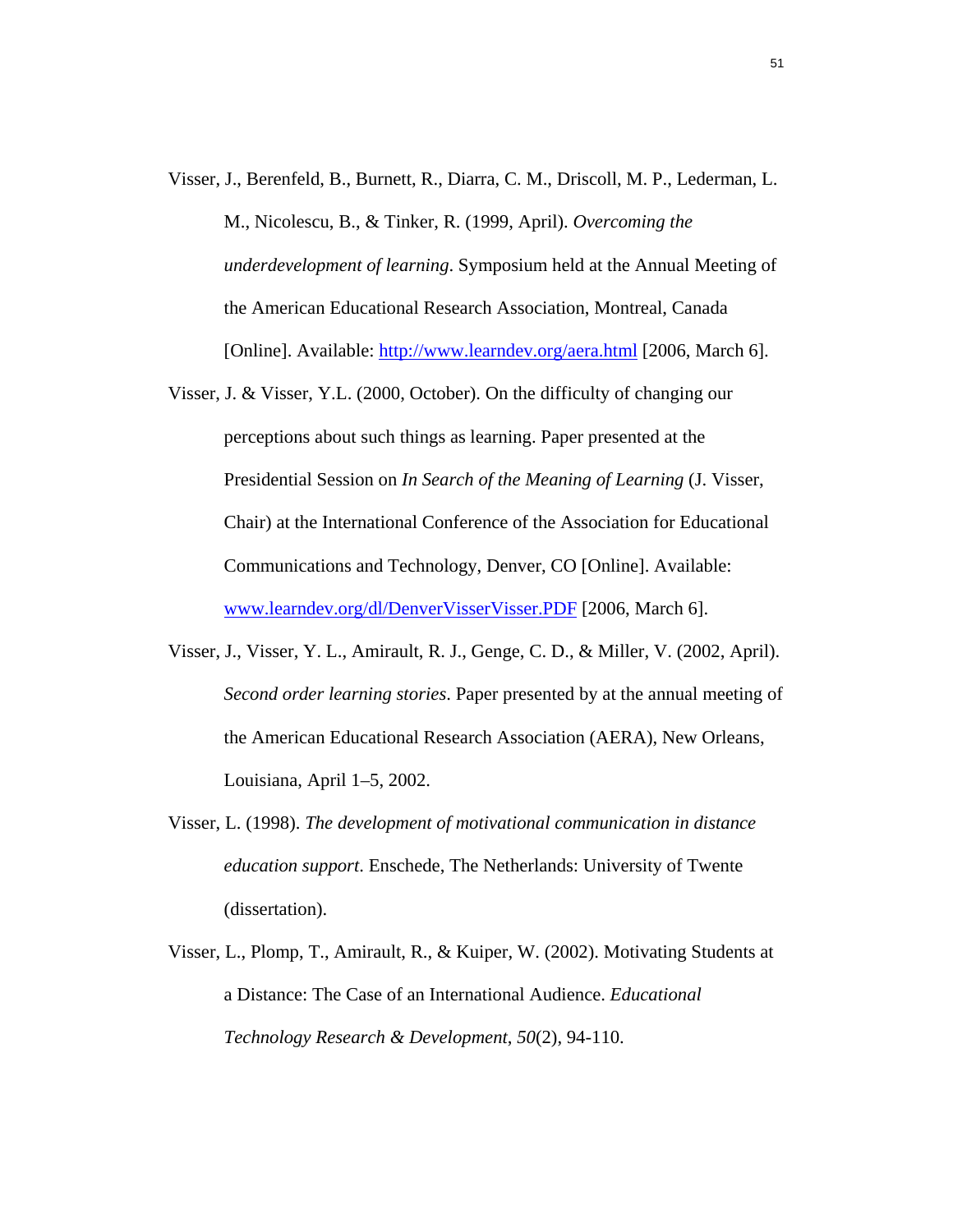Visser, J., Berenfeld, B., Burnett, R., Diarra, C. M., Driscoll, M. P., Lederman, L. M., Nicolescu, B., & Tinker, R. (1999, April). *Overcoming the underdevelopment of learning*. Symposium held at the Annual Meeting of the American Educational Research Association, Montreal, Canada [Online]. Available: http://www.learndev.org/aera.html [2006, March 6].

Visser, J. & Visser, Y.L. (2000, October). On the difficulty of changing our perceptions about such things as learning. Paper presented at the Presidential Session on *In Search of the Meaning of Learning* (J. Visser, Chair) at the International Conference of the Association for Educational Communications and Technology, Denver, CO [Online]. Available: www.learndev.org/dl/DenverVisserVisser.PDF [2006, March 6].

Visser, J., Visser, Y. L., Amirault, R. J., Genge, C. D., & Miller, V. (2002, April). *Second order learning stories*. Paper presented by at the annual meeting of the American Educational Research Association (AERA), New Orleans, Louisiana, April 1–5, 2002.

Visser, L. (1998). *The development of motivational communication in distance education support*. Enschede, The Netherlands: University of Twente (dissertation).

Visser, L., Plomp, T., Amirault, R., & Kuiper, W. (2002). Motivating Students at a Distance: The Case of an International Audience. *Educational Technology Research & Development*, *50*(2), 94-110.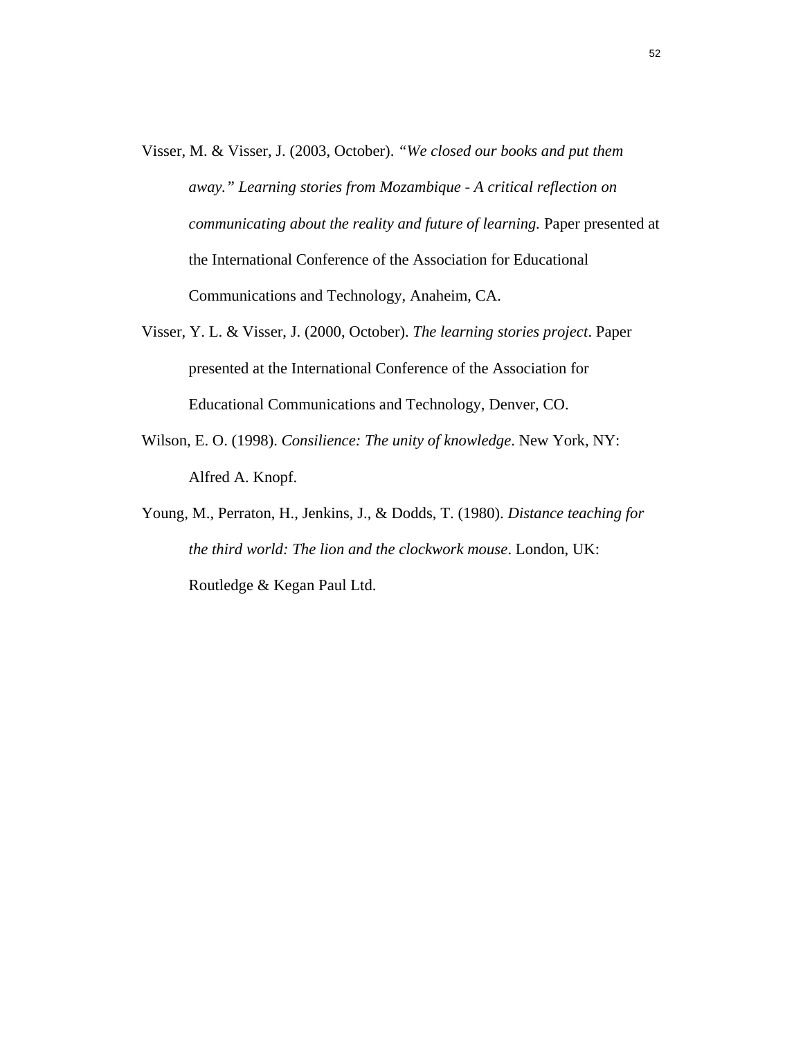Visser, M. & Visser, J. (2003, October). *"We closed our books and put them away." Learning stories from Mozambique - A critical reflection on communicating about the reality and future of learning.* Paper presented at the International Conference of the Association for Educational Communications and Technology, Anaheim, CA.

Visser, Y. L. & Visser, J. (2000, October). *The learning stories project*. Paper presented at the International Conference of the Association for Educational Communications and Technology, Denver, CO.

Wilson, E. O. (1998). *Consilience: The unity of knowledge*. New York, NY: Alfred A. Knopf.

Young, M., Perraton, H., Jenkins, J., & Dodds, T. (1980). *Distance teaching for the third world: The lion and the clockwork mouse*. London, UK: Routledge & Kegan Paul Ltd.